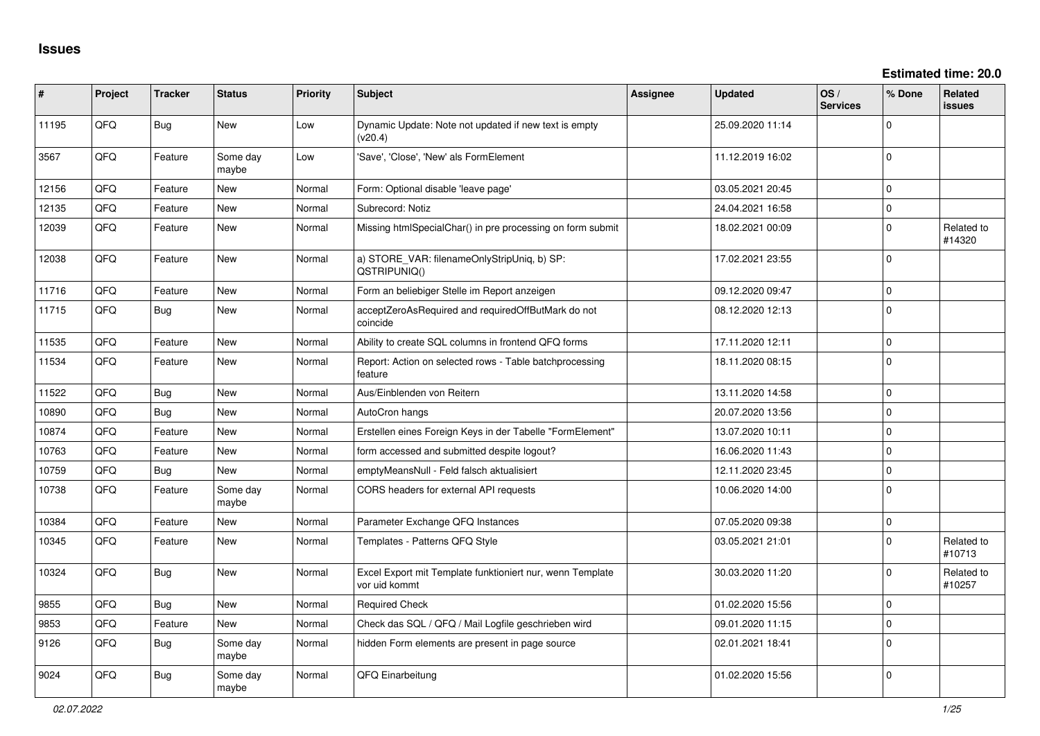# Issues

**Estimated time: 20.0**

| # | Project | Tracker | Status | Priority | Subject | Assignee | Updated | OS / Services | % Done | Related issues |
|---|---|---|---|---|---|---|---|---|---|---|
| 11195 | QFQ | Bug | New | Low | Dynamic Update: Note not updated if new text is empty (v20.4) | | 25.09.2020 11:14 | | 0 | |
| 3567 | QFQ | Feature | Some day maybe | Low | 'Save', 'Close', 'New' als FormElement | | 11.12.2019 16:02 | | 0 | |
| 12156 | QFQ | Feature | New | Normal | Form: Optional disable 'leave page' | | 03.05.2021 20:45 | | 0 | |
| 12135 | QFQ | Feature | New | Normal | Subrecord: Notiz | | 24.04.2021 16:58 | | 0 | |
| 12039 | QFQ | Feature | New | Normal | Missing htmlSpecialChar() in pre processing on form submit | | 18.02.2021 00:09 | | 0 | Related to #14320 |
| 12038 | QFQ | Feature | New | Normal | a) STORE_VAR: filenameOnlyStripUniq, b) SP: QSTRIPUNIQ() | | 17.02.2021 23:55 | | 0 | |
| 11716 | QFQ | Feature | New | Normal | Form an beliebiger Stelle im Report anzeigen | | 09.12.2020 09:47 | | 0 | |
| 11715 | QFQ | Bug | New | Normal | acceptZeroAsRequired and requiredOffButMark do not coincide | | 08.12.2020 12:13 | | 0 | |
| 11535 | QFQ | Feature | New | Normal | Ability to create SQL columns in frontend QFQ forms | | 17.11.2020 12:11 | | 0 | |
| 11534 | QFQ | Feature | New | Normal | Report: Action on selected rows - Table batchprocessing feature | | 18.11.2020 08:15 | | 0 | |
| 11522 | QFQ | Bug | New | Normal | Aus/Einblenden von Reitern | | 13.11.2020 14:58 | | 0 | |
| 10890 | QFQ | Bug | New | Normal | AutoCron hangs | | 20.07.2020 13:56 | | 0 | |
| 10874 | QFQ | Feature | New | Normal | Erstellen eines Foreign Keys in der Tabelle "FormElement" | | 13.07.2020 10:11 | | 0 | |
| 10763 | QFQ | Feature | New | Normal | form accessed and submitted despite logout? | | 16.06.2020 11:43 | | 0 | |
| 10759 | QFQ | Bug | New | Normal | emptyMeansNull - Feld falsch aktualisiert | | 12.11.2020 23:45 | | 0 | |
| 10738 | QFQ | Feature | Some day maybe | Normal | CORS headers for external API requests | | 10.06.2020 14:00 | | 0 | |
| 10384 | QFQ | Feature | New | Normal | Parameter Exchange QFQ Instances | | 07.05.2020 09:38 | | 0 | |
| 10345 | QFQ | Feature | New | Normal | Templates - Patterns QFQ Style | | 03.05.2021 21:01 | | 0 | Related to #10713 |
| 10324 | QFQ | Bug | New | Normal | Excel Export mit Template funktioniert nur, wenn Template vor uid kommt | | 30.03.2020 11:20 | | 0 | Related to #10257 |
| 9855 | QFQ | Bug | New | Normal | Required Check | | 01.02.2020 15:56 | | 0 | |
| 9853 | QFQ | Feature | New | Normal | Check das SQL / QFQ / Mail Logfile geschrieben wird | | 09.01.2020 11:15 | | 0 | |
| 9126 | QFQ | Bug | Some day maybe | Normal | hidden Form elements are present in page source | | 02.01.2021 18:41 | | 0 | |
| 9024 | QFQ | Bug | Some day maybe | Normal | QFQ Einarbeitung | | 01.02.2020 15:56 | | 0 | |

*02.07.2022*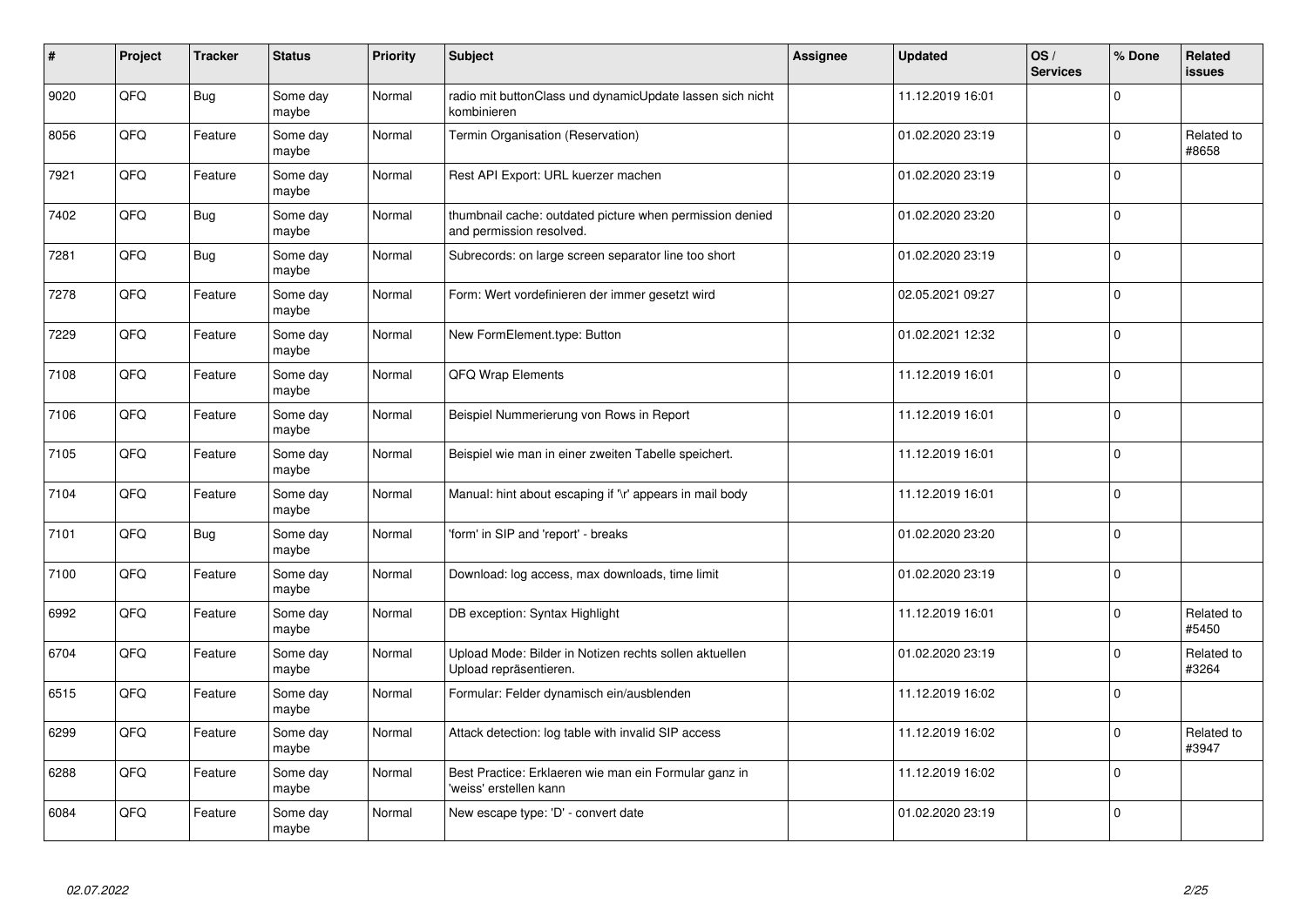| # | Project | Tracker | Status | Priority | Subject | Assignee | Updated | OS / Services | % Done | Related issues |
|---|---|---|---|---|---|---|---|---|---|---|
| 9020 | QFQ | Bug | Some day maybe | Normal | radio mit buttonClass und dynamicUpdate lassen sich nicht kombinieren | | 11.12.2019 16:01 | | 0 | |
| 8056 | QFQ | Feature | Some day maybe | Normal | Termin Organisation (Reservation) | | 01.02.2020 23:19 | | 0 | Related to #8658 |
| 7921 | QFQ | Feature | Some day maybe | Normal | Rest API Export: URL kuerzer machen | | 01.02.2020 23:19 | | 0 | |
| 7402 | QFQ | Bug | Some day maybe | Normal | thumbnail cache: outdated picture when permission denied and permission resolved. | | 01.02.2020 23:20 | | 0 | |
| 7281 | QFQ | Bug | Some day maybe | Normal | Subrecords: on large screen separator line too short | | 01.02.2020 23:19 | | 0 | |
| 7278 | QFQ | Feature | Some day maybe | Normal | Form: Wert vordefinieren der immer gesetzt wird | | 02.05.2021 09:27 | | 0 | |
| 7229 | QFQ | Feature | Some day maybe | Normal | New FormElement.type: Button | | 01.02.2021 12:32 | | 0 | |
| 7108 | QFQ | Feature | Some day maybe | Normal | QFQ Wrap Elements | | 11.12.2019 16:01 | | 0 | |
| 7106 | QFQ | Feature | Some day maybe | Normal | Beispiel Nummerierung von Rows in Report | | 11.12.2019 16:01 | | 0 | |
| 7105 | QFQ | Feature | Some day maybe | Normal | Beispiel wie man in einer zweiten Tabelle speichert. | | 11.12.2019 16:01 | | 0 | |
| 7104 | QFQ | Feature | Some day maybe | Normal | Manual: hint about escaping if '\r' appears in mail body | | 11.12.2019 16:01 | | 0 | |
| 7101 | QFQ | Bug | Some day maybe | Normal | 'form' in SIP and 'report' - breaks | | 01.02.2020 23:20 | | 0 | |
| 7100 | QFQ | Feature | Some day maybe | Normal | Download: log access, max downloads, time limit | | 01.02.2020 23:19 | | 0 | |
| 6992 | QFQ | Feature | Some day maybe | Normal | DB exception: Syntax Highlight | | 11.12.2019 16:01 | | 0 | Related to #5450 |
| 6704 | QFQ | Feature | Some day maybe | Normal | Upload Mode: Bilder in Notizen rechts sollen aktuellen Upload repräsentieren. | | 01.02.2020 23:19 | | 0 | Related to #3264 |
| 6515 | QFQ | Feature | Some day maybe | Normal | Formular: Felder dynamisch ein/ausblenden | | 11.12.2019 16:02 | | 0 | |
| 6299 | QFQ | Feature | Some day maybe | Normal | Attack detection: log table with invalid SIP access | | 11.12.2019 16:02 | | 0 | Related to #3947 |
| 6288 | QFQ | Feature | Some day maybe | Normal | Best Practice: Erklaeren wie man ein Formular ganz in 'weiss' erstellen kann | | 11.12.2019 16:02 | | 0 | |
| 6084 | QFQ | Feature | Some day maybe | Normal | New escape type: 'D' - convert date | | 01.02.2020 23:19 | | 0 | |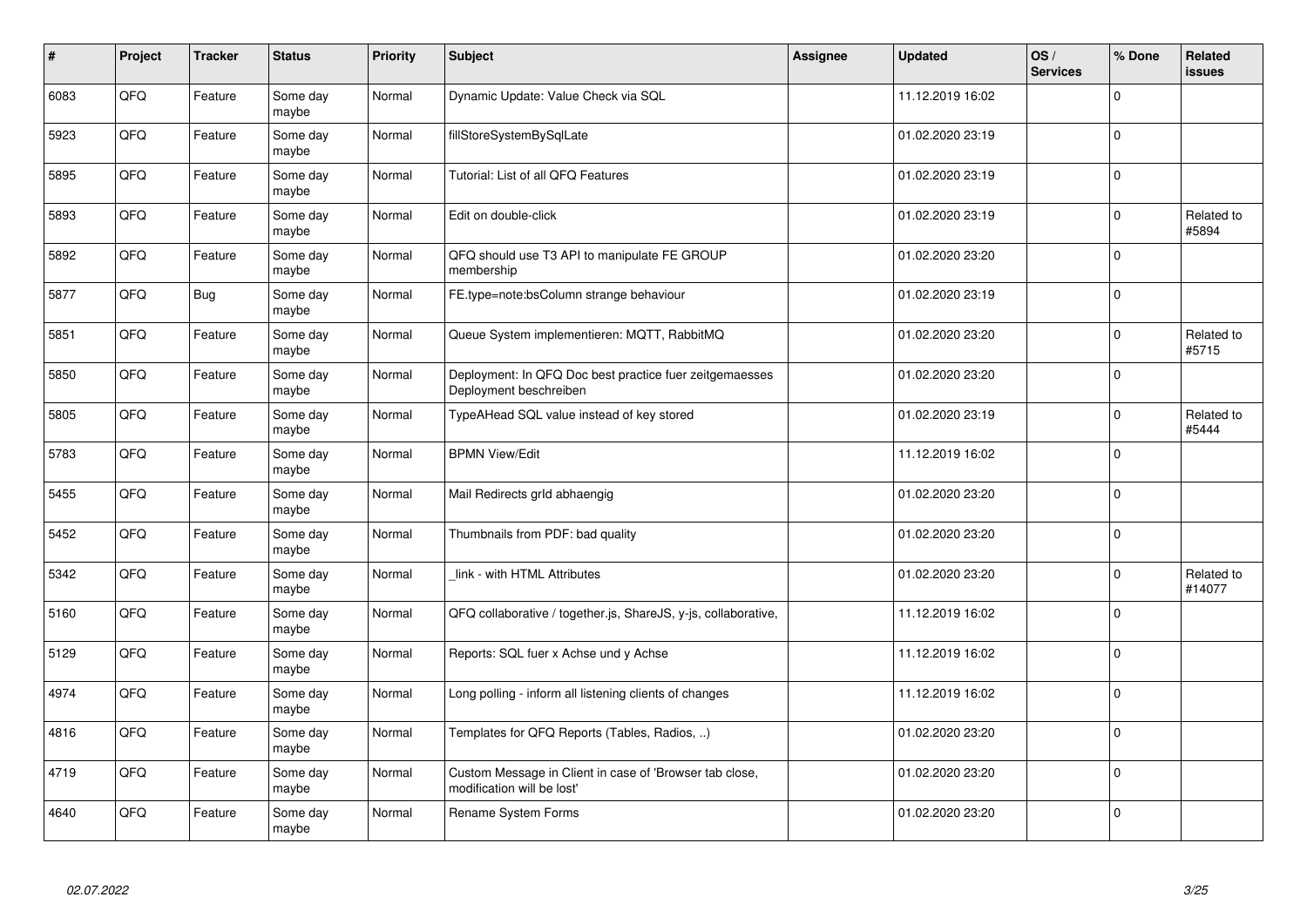| # | Project | Tracker | Status | Priority | Subject | Assignee | Updated | OS / Services | % Done | Related issues |
|---|---|---|---|---|---|---|---|---|---|---|
| 6083 | QFQ | Feature | Some day maybe | Normal | Dynamic Update: Value Check via SQL | | 11.12.2019 16:02 | | 0 | |
| 5923 | QFQ | Feature | Some day maybe | Normal | fillStoreSystemBySqlLate | | 01.02.2020 23:19 | | 0 | |
| 5895 | QFQ | Feature | Some day maybe | Normal | Tutorial: List of all QFQ Features | | 01.02.2020 23:19 | | 0 | |
| 5893 | QFQ | Feature | Some day maybe | Normal | Edit on double-click | | 01.02.2020 23:19 | | 0 | Related to #5894 |
| 5892 | QFQ | Feature | Some day maybe | Normal | QFQ should use T3 API to manipulate FE GROUP membership | | 01.02.2020 23:20 | | 0 | |
| 5877 | QFQ | Bug | Some day maybe | Normal | FE.type=note:bsColumn strange behaviour | | 01.02.2020 23:19 | | 0 | |
| 5851 | QFQ | Feature | Some day maybe | Normal | Queue System implementieren: MQTT, RabbitMQ | | 01.02.2020 23:20 | | 0 | Related to #5715 |
| 5850 | QFQ | Feature | Some day maybe | Normal | Deployment: In QFQ Doc best practice fuer zeitgemaesses Deployment beschreiben | | 01.02.2020 23:20 | | 0 | |
| 5805 | QFQ | Feature | Some day maybe | Normal | TypeAHead SQL value instead of key stored | | 01.02.2020 23:19 | | 0 | Related to #5444 |
| 5783 | QFQ | Feature | Some day maybe | Normal | BPMN View/Edit | | 11.12.2019 16:02 | | 0 | |
| 5455 | QFQ | Feature | Some day maybe | Normal | Mail Redirects grId abhaengig | | 01.02.2020 23:20 | | 0 | |
| 5452 | QFQ | Feature | Some day maybe | Normal | Thumbnails from PDF: bad quality | | 01.02.2020 23:20 | | 0 | |
| 5342 | QFQ | Feature | Some day maybe | Normal | _link - with HTML Attributes | | 01.02.2020 23:20 | | 0 | Related to #14077 |
| 5160 | QFQ | Feature | Some day maybe | Normal | QFQ collaborative / together.js, ShareJS, y-js, collaborative, | | 11.12.2019 16:02 | | 0 | |
| 5129 | QFQ | Feature | Some day maybe | Normal | Reports: SQL fuer x Achse und y Achse | | 11.12.2019 16:02 | | 0 | |
| 4974 | QFQ | Feature | Some day maybe | Normal | Long polling - inform all listening clients of changes | | 11.12.2019 16:02 | | 0 | |
| 4816 | QFQ | Feature | Some day maybe | Normal | Templates for QFQ Reports (Tables, Radios, ..) | | 01.02.2020 23:20 | | 0 | |
| 4719 | QFQ | Feature | Some day maybe | Normal | Custom Message in Client in case of 'Browser tab close, modification will be lost' | | 01.02.2020 23:20 | | 0 | |
| 4640 | QFQ | Feature | Some day maybe | Normal | Rename System Forms | | 01.02.2020 23:20 | | 0 | |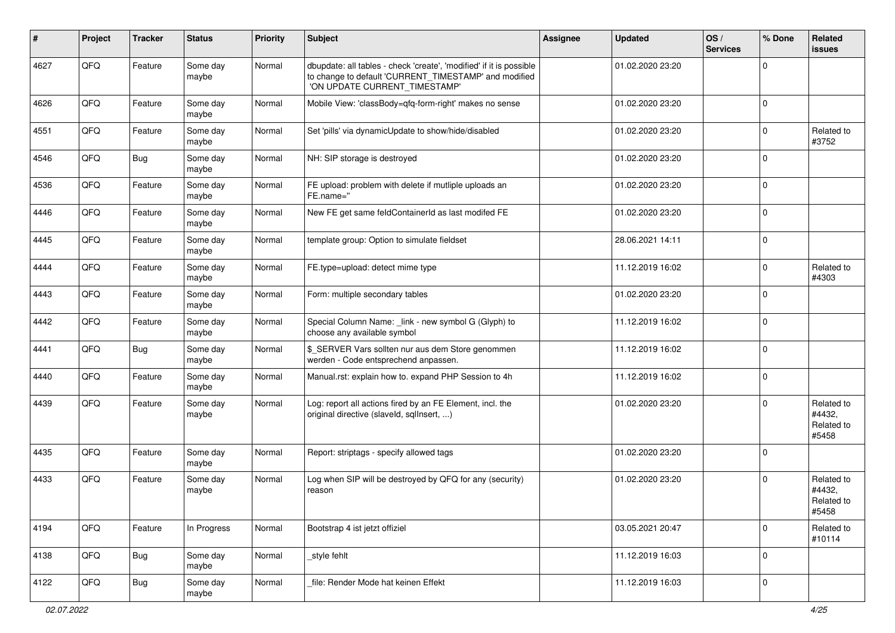| # | Project | Tracker | Status | Priority | Subject | Assignee | Updated | OS / Services | % Done | Related issues |
|---|---|---|---|---|---|---|---|---|---|---|
| 4627 | QFQ | Feature | Some day maybe | Normal | dbupdate: all tables - check 'create', 'modified' if it is possible to change to default 'CURRENT_TIMESTAMP' and modified 'ON UPDATE CURRENT_TIMESTAMP' | | 01.02.2020 23:20 | | 0 | |
| 4626 | QFQ | Feature | Some day maybe | Normal | Mobile View: 'classBody=qfq-form-right' makes no sense | | 01.02.2020 23:20 | | 0 | |
| 4551 | QFQ | Feature | Some day maybe | Normal | Set 'pills' via dynamicUpdate to show/hide/disabled | | 01.02.2020 23:20 | | 0 | Related to #3752 |
| 4546 | QFQ | Bug | Some day maybe | Normal | NH: SIP storage is destroyed | | 01.02.2020 23:20 | | 0 | |
| 4536 | QFQ | Feature | Some day maybe | Normal | FE upload: problem with delete if mutliple uploads an FE.name='' | | 01.02.2020 23:20 | | 0 | |
| 4446 | QFQ | Feature | Some day maybe | Normal | New FE get same feldContainerId as last modifed FE | | 01.02.2020 23:20 | | 0 | |
| 4445 | QFQ | Feature | Some day maybe | Normal | template group: Option to simulate fieldset | | 28.06.2021 14:11 | | 0 | |
| 4444 | QFQ | Feature | Some day maybe | Normal | FE.type=upload: detect mime type | | 11.12.2019 16:02 | | 0 | Related to #4303 |
| 4443 | QFQ | Feature | Some day maybe | Normal | Form: multiple secondary tables | | 01.02.2020 23:20 | | 0 | |
| 4442 | QFQ | Feature | Some day maybe | Normal | Special Column Name: _link - new symbol G (Glyph) to choose any available symbol | | 11.12.2019 16:02 | | 0 | |
| 4441 | QFQ | Bug | Some day maybe | Normal | $_SERVER Vars sollten nur aus dem Store genommen werden - Code entsprechend anpassen. | | 11.12.2019 16:02 | | 0 | |
| 4440 | QFQ | Feature | Some day maybe | Normal | Manual.rst: explain how to. expand PHP Session to 4h | | 11.12.2019 16:02 | | 0 | |
| 4439 | QFQ | Feature | Some day maybe | Normal | Log: report all actions fired by an FE Element, incl. the original directive (slaveId, sqlInsert, ...) | | 01.02.2020 23:20 | | 0 | Related to #4432, Related to #5458 |
| 4435 | QFQ | Feature | Some day maybe | Normal | Report: striptags - specify allowed tags | | 01.02.2020 23:20 | | 0 | |
| 4433 | QFQ | Feature | Some day maybe | Normal | Log when SIP will be destroyed by QFQ for any (security) reason | | 01.02.2020 23:20 | | 0 | Related to #4432, Related to #5458 |
| 4194 | QFQ | Feature | In Progress | Normal | Bootstrap 4 ist jetzt offiziel | | 03.05.2021 20:47 | | 0 | Related to #10114 |
| 4138 | QFQ | Bug | Some day maybe | Normal | _style fehlt | | 11.12.2019 16:03 | | 0 | |
| 4122 | QFQ | Bug | Some day maybe | Normal | _file: Render Mode hat keinen Effekt | | 11.12.2019 16:03 | | 0 | |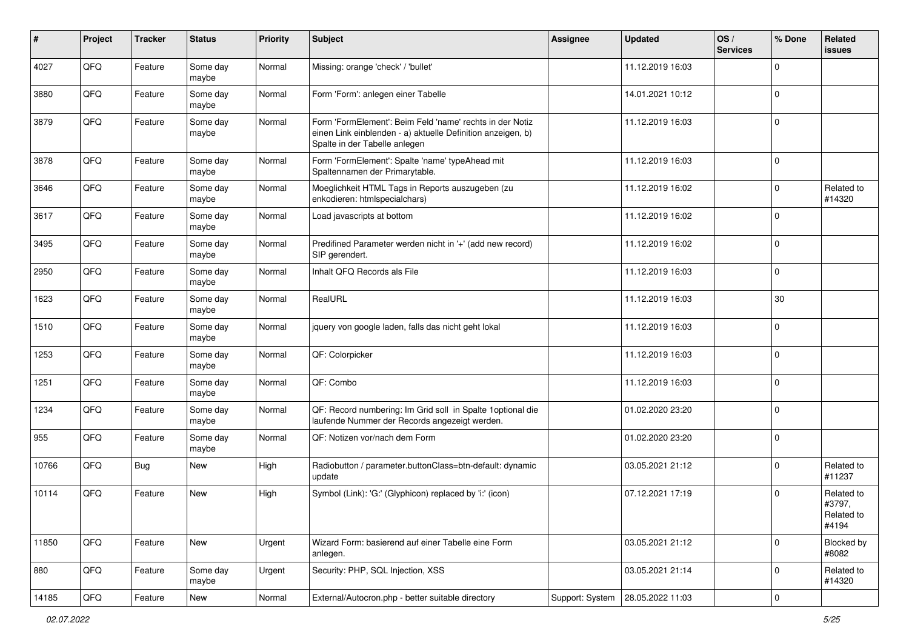| # | Project | Tracker | Status | Priority | Subject | Assignee | Updated | OS / Services | % Done | Related issues |
|---|---|---|---|---|---|---|---|---|---|---|
| 4027 | QFQ | Feature | Some day maybe | Normal | Missing: orange 'check' / 'bullet' | | 11.12.2019 16:03 | | 0 | |
| 3880 | QFQ | Feature | Some day maybe | Normal | Form 'Form': anlegen einer Tabelle | | 14.01.2021 10:12 | | 0 | |
| 3879 | QFQ | Feature | Some day maybe | Normal | Form 'FormElement': Beim Feld 'name' rechts in der Notiz einen Link einblenden - a) aktuelle Definition anzeigen, b) Spalte in der Tabelle anlegen | | 11.12.2019 16:03 | | 0 | |
| 3878 | QFQ | Feature | Some day maybe | Normal | Form 'FormElement': Spalte 'name' typeAhead mit Spaltennamen der Primarytable. | | 11.12.2019 16:03 | | 0 | |
| 3646 | QFQ | Feature | Some day maybe | Normal | Moeglichkeit HTML Tags in Reports auszugeben (zu enkodieren: htmlspecialchars) | | 11.12.2019 16:02 | | 0 | Related to #14320 |
| 3617 | QFQ | Feature | Some day maybe | Normal | Load javascripts at bottom | | 11.12.2019 16:02 | | 0 | |
| 3495 | QFQ | Feature | Some day maybe | Normal | Predifined Parameter werden nicht in '+' (add new record) SIP gerendert. | | 11.12.2019 16:02 | | 0 | |
| 2950 | QFQ | Feature | Some day maybe | Normal | Inhalt QFQ Records als File | | 11.12.2019 16:03 | | 0 | |
| 1623 | QFQ | Feature | Some day maybe | Normal | RealURL | | 11.12.2019 16:03 | | 30 | |
| 1510 | QFQ | Feature | Some day maybe | Normal | jquery von google laden, falls das nicht geht lokal | | 11.12.2019 16:03 | | 0 | |
| 1253 | QFQ | Feature | Some day maybe | Normal | QF: Colorpicker | | 11.12.2019 16:03 | | 0 | |
| 1251 | QFQ | Feature | Some day maybe | Normal | QF: Combo | | 11.12.2019 16:03 | | 0 | |
| 1234 | QFQ | Feature | Some day maybe | Normal | QF: Record numbering: Im Grid soll in Spalte 1optional die laufende Nummer der Records angezeigt werden. | | 01.02.2020 23:20 | | 0 | |
| 955 | QFQ | Feature | Some day maybe | Normal | QF: Notizen vor/nach dem Form | | 01.02.2020 23:20 | | 0 | |
| 10766 | QFQ | Bug | New | High | Radiobutton / parameter.buttonClass=btn-default: dynamic update | | 03.05.2021 21:12 | | 0 | Related to #11237 |
| 10114 | QFQ | Feature | New | High | Symbol (Link): 'G:' (Glyphicon) replaced by 'i:' (icon) | | 07.12.2021 17:19 | | 0 | Related to #3797, Related to #4194 |
| 11850 | QFQ | Feature | New | Urgent | Wizard Form: basierend auf einer Tabelle eine Form anlegen. | | 03.05.2021 21:12 | | 0 | Blocked by #8082 |
| 880 | QFQ | Feature | Some day maybe | Urgent | Security: PHP, SQL Injection, XSS | | 03.05.2021 21:14 | | 0 | Related to #14320 |
| 14185 | QFQ | Feature | New | Normal | External/Autocron.php - better suitable directory | Support: System | 28.05.2022 11:03 | | 0 | |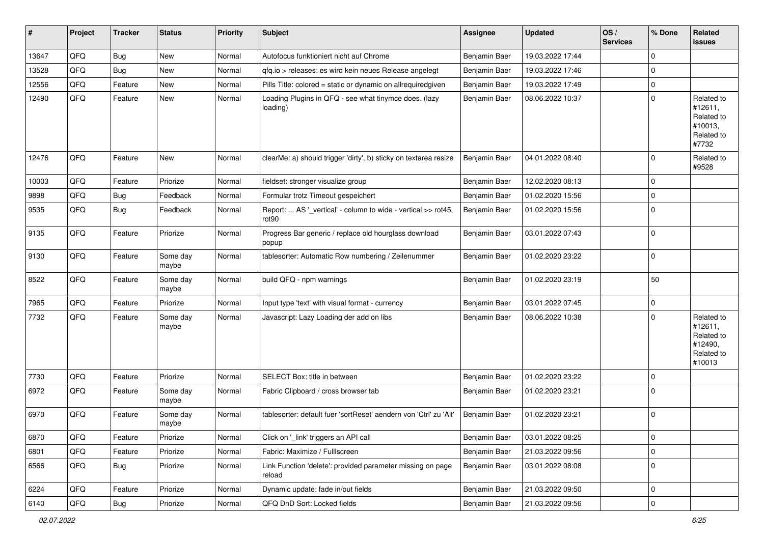| # | Project | Tracker | Status | Priority | Subject | Assignee | Updated | OS / Services | % Done | Related issues |
|---|---|---|---|---|---|---|---|---|---|---|
| 13647 | QFQ | Bug | New | Normal | Autofocus funktioniert nicht auf Chrome | Benjamin Baer | 19.03.2022 17:44 | | 0 | |
| 13528 | QFQ | Bug | New | Normal | qfq.io > releases: es wird kein neues Release angelegt | Benjamin Baer | 19.03.2022 17:46 | | 0 | |
| 12556 | QFQ | Feature | New | Normal | Pills Title: colored = static or dynamic on allrequiredgiven | Benjamin Baer | 19.03.2022 17:49 | | 0 | |
| 12490 | QFQ | Feature | New | Normal | Loading Plugins in QFQ - see what tinymce does. (lazy loading) | Benjamin Baer | 08.06.2022 10:37 | | 0 | Related to #12611, Related to #10013, Related to #7732 |
| 12476 | QFQ | Feature | New | Normal | clearMe: a) should trigger 'dirty', b) sticky on textarea resize | Benjamin Baer | 04.01.2022 08:40 | | 0 | Related to #9528 |
| 10003 | QFQ | Feature | Priorize | Normal | fieldset: stronger visualize group | Benjamin Baer | 12.02.2020 08:13 | | 0 | |
| 9898 | QFQ | Bug | Feedback | Normal | Formular trotz Timeout gespeichert | Benjamin Baer | 01.02.2020 15:56 | | 0 | |
| 9535 | QFQ | Bug | Feedback | Normal | Report: ... AS '_vertical' - column to wide - vertical >> rot45, rot90 | Benjamin Baer | 01.02.2020 15:56 | | 0 | |
| 9135 | QFQ | Feature | Priorize | Normal | Progress Bar generic / replace old hourglass download popup | Benjamin Baer | 03.01.2022 07:43 | | 0 | |
| 9130 | QFQ | Feature | Some day maybe | Normal | tablesorter: Automatic Row numbering / Zeilenummer | Benjamin Baer | 01.02.2020 23:22 | | 0 | |
| 8522 | QFQ | Feature | Some day maybe | Normal | build QFQ - npm warnings | Benjamin Baer | 01.02.2020 23:19 | | 50 | |
| 7965 | QFQ | Feature | Priorize | Normal | Input type 'text' with visual format - currency | Benjamin Baer | 03.01.2022 07:45 | | 0 | |
| 7732 | QFQ | Feature | Some day maybe | Normal | Javascript: Lazy Loading der add on libs | Benjamin Baer | 08.06.2022 10:38 | | 0 | Related to #12611, Related to #12490, Related to #10013 |
| 7730 | QFQ | Feature | Priorize | Normal | SELECT Box: title in between | Benjamin Baer | 01.02.2020 23:22 | | 0 | |
| 6972 | QFQ | Feature | Some day maybe | Normal | Fabric Clipboard / cross browser tab | Benjamin Baer | 01.02.2020 23:21 | | 0 | |
| 6970 | QFQ | Feature | Some day maybe | Normal | tablesorter: default fuer 'sortReset' aendern von 'Ctrl' zu 'Alt' | Benjamin Baer | 01.02.2020 23:21 | | 0 | |
| 6870 | QFQ | Feature | Priorize | Normal | Click on '_link' triggers an API call | Benjamin Baer | 03.01.2022 08:25 | | 0 | |
| 6801 | QFQ | Feature | Priorize | Normal | Fabric: Maximize / FullIscreen | Benjamin Baer | 21.03.2022 09:56 | | 0 | |
| 6566 | QFQ | Bug | Priorize | Normal | Link Function 'delete': provided parameter missing on page reload | Benjamin Baer | 03.01.2022 08:08 | | 0 | |
| 6224 | QFQ | Feature | Priorize | Normal | Dynamic update: fade in/out fields | Benjamin Baer | 21.03.2022 09:50 | | 0 | |
| 6140 | QFQ | Bug | Priorize | Normal | QFQ DnD Sort: Locked fields | Benjamin Baer | 21.03.2022 09:56 | | 0 | |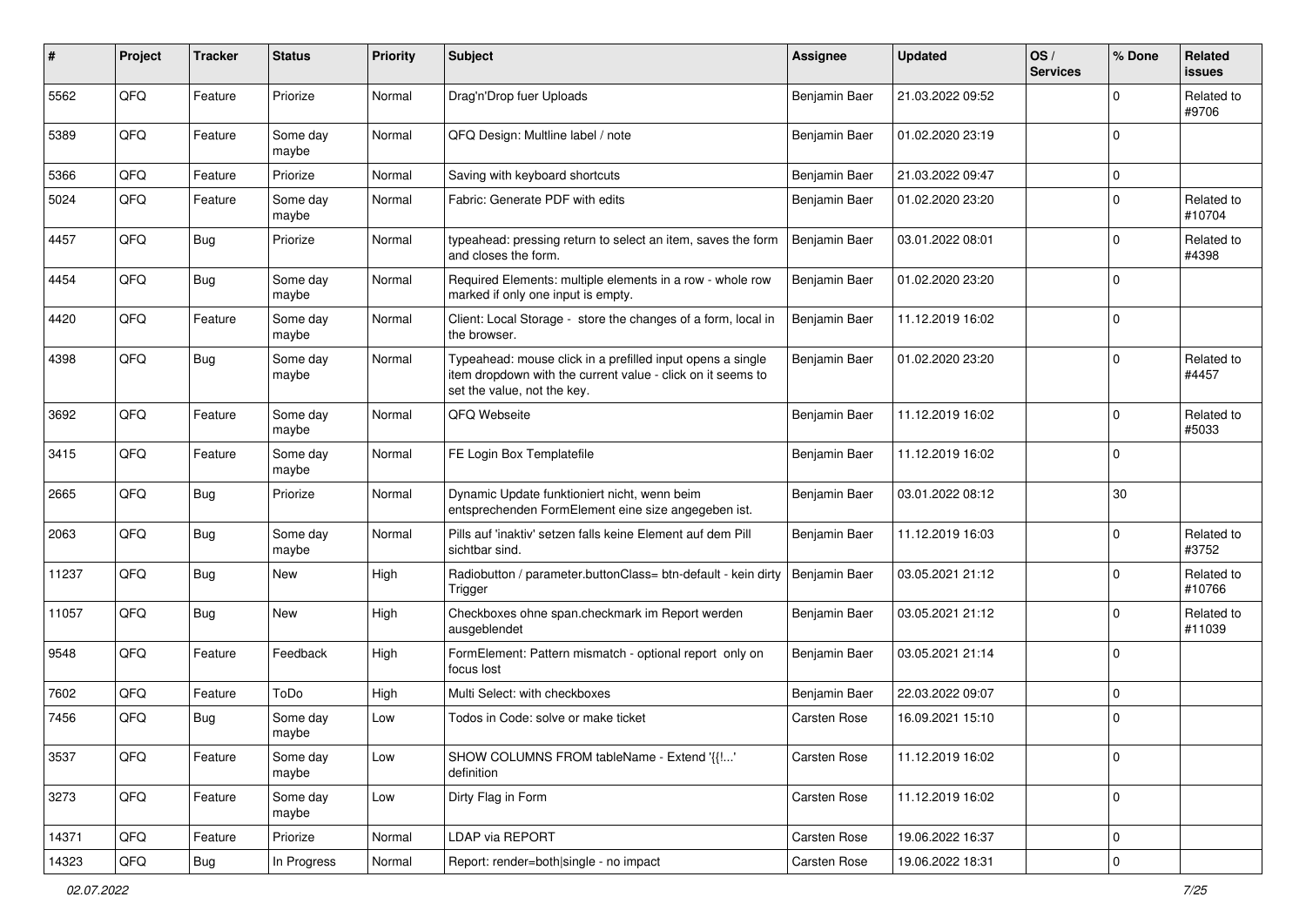| # | Project | Tracker | Status | Priority | Subject | Assignee | Updated | OS / Services | % Done | Related issues |
|---|---|---|---|---|---|---|---|---|---|---|
| 5562 | QFQ | Feature | Priorize | Normal | Drag'n'Drop fuer Uploads | Benjamin Baer | 21.03.2022 09:52 | | 0 | Related to #9706 |
| 5389 | QFQ | Feature | Some day maybe | Normal | QFQ Design: Multline label / note | Benjamin Baer | 01.02.2020 23:19 | | 0 | |
| 5366 | QFQ | Feature | Priorize | Normal | Saving with keyboard shortcuts | Benjamin Baer | 21.03.2022 09:47 | | 0 | |
| 5024 | QFQ | Feature | Some day maybe | Normal | Fabric: Generate PDF with edits | Benjamin Baer | 01.02.2020 23:20 | | 0 | Related to #10704 |
| 4457 | QFQ | Bug | Priorize | Normal | typeahead: pressing return to select an item, saves the form and closes the form. | Benjamin Baer | 03.01.2022 08:01 | | 0 | Related to #4398 |
| 4454 | QFQ | Bug | Some day maybe | Normal | Required Elements: multiple elements in a row - whole row marked if only one input is empty. | Benjamin Baer | 01.02.2020 23:20 | | 0 | |
| 4420 | QFQ | Feature | Some day maybe | Normal | Client: Local Storage - store the changes of a form, local in the browser. | Benjamin Baer | 11.12.2019 16:02 | | 0 | |
| 4398 | QFQ | Bug | Some day maybe | Normal | Typeahead: mouse click in a prefilled input opens a single item dropdown with the current value - click on it seems to set the value, not the key. | Benjamin Baer | 01.02.2020 23:20 | | 0 | Related to #4457 |
| 3692 | QFQ | Feature | Some day maybe | Normal | QFQ Webseite | Benjamin Baer | 11.12.2019 16:02 | | 0 | Related to #5033 |
| 3415 | QFQ | Feature | Some day maybe | Normal | FE Login Box Templatefile | Benjamin Baer | 11.12.2019 16:02 | | 0 | |
| 2665 | QFQ | Bug | Priorize | Normal | Dynamic Update funktioniert nicht, wenn beim entsprechenden FormElement eine size angegeben ist. | Benjamin Baer | 03.01.2022 08:12 | | 30 | |
| 2063 | QFQ | Bug | Some day maybe | Normal | Pills auf 'inaktiv' setzen falls keine Element auf dem Pill sichtbar sind. | Benjamin Baer | 11.12.2019 16:03 | | 0 | Related to #3752 |
| 11237 | QFQ | Bug | New | High | Radiobutton / parameter.buttonClass= btn-default - kein dirty Trigger | Benjamin Baer | 03.05.2021 21:12 | | 0 | Related to #10766 |
| 11057 | QFQ | Bug | New | High | Checkboxes ohne span.checkmark im Report werden ausgeblendet | Benjamin Baer | 03.05.2021 21:12 | | 0 | Related to #11039 |
| 9548 | QFQ | Feature | Feedback | High | FormElement: Pattern mismatch - optional report only on focus lost | Benjamin Baer | 03.05.2021 21:14 | | 0 | |
| 7602 | QFQ | Feature | ToDo | High | Multi Select: with checkboxes | Benjamin Baer | 22.03.2022 09:07 | | 0 | |
| 7456 | QFQ | Bug | Some day maybe | Low | Todos in Code: solve or make ticket | Carsten Rose | 16.09.2021 15:10 | | 0 | |
| 3537 | QFQ | Feature | Some day maybe | Low | SHOW COLUMNS FROM tableName - Extend '{{!...' definition | Carsten Rose | 11.12.2019 16:02 | | 0 | |
| 3273 | QFQ | Feature | Some day maybe | Low | Dirty Flag in Form | Carsten Rose | 11.12.2019 16:02 | | 0 | |
| 14371 | QFQ | Feature | Priorize | Normal | LDAP via REPORT | Carsten Rose | 19.06.2022 16:37 | | 0 | |
| 14323 | QFQ | Bug | In Progress | Normal | Report: render=both\|single - no impact | Carsten Rose | 19.06.2022 18:31 | | 0 | |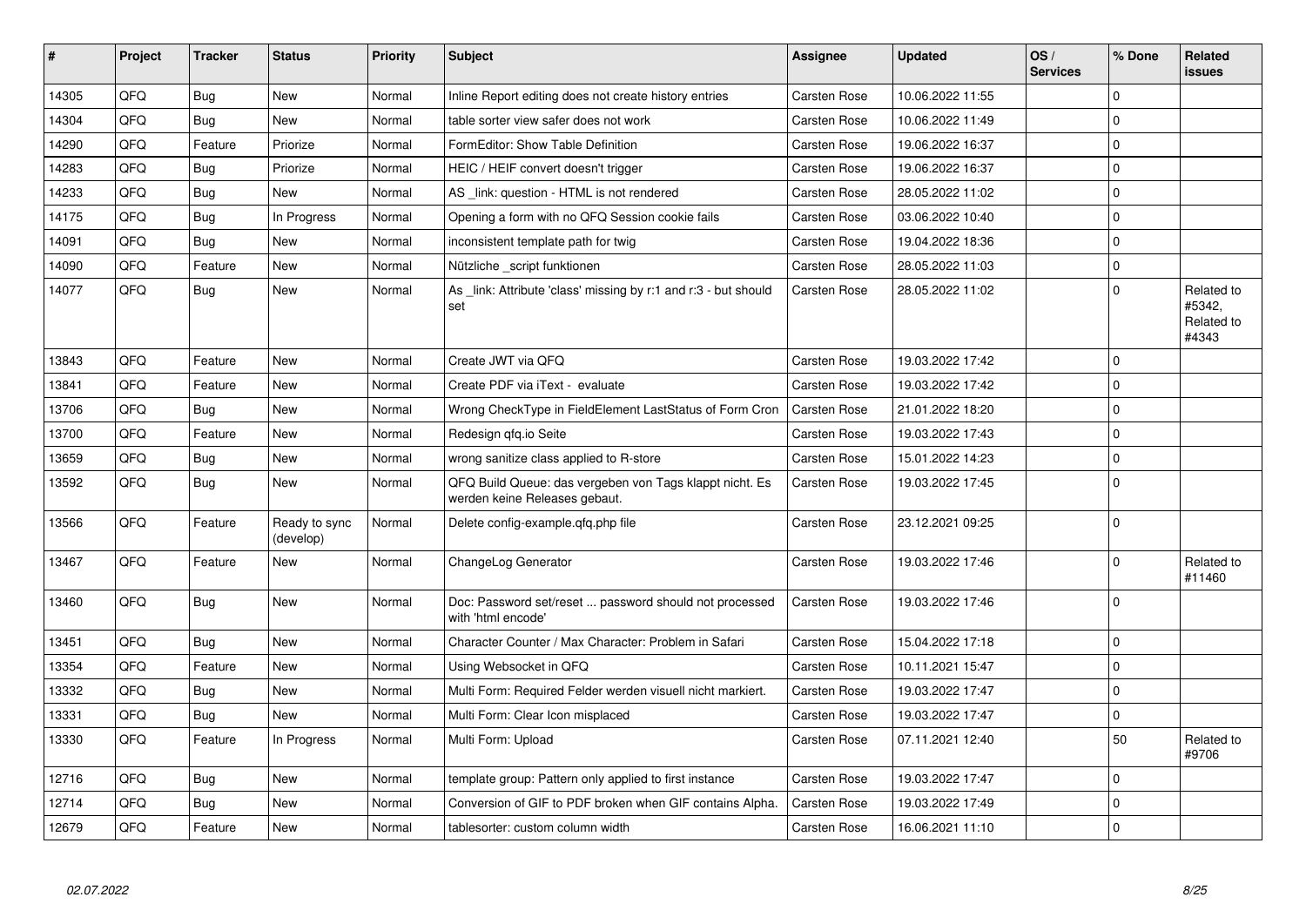| # | Project | Tracker | Status | Priority | Subject | Assignee | Updated | OS / Services | % Done | Related issues |
|---|---|---|---|---|---|---|---|---|---|---|
| 14305 | QFQ | Bug | New | Normal | Inline Report editing does not create history entries | Carsten Rose | 10.06.2022 11:55 | | 0 | |
| 14304 | QFQ | Bug | New | Normal | table sorter view safer does not work | Carsten Rose | 10.06.2022 11:49 | | 0 | |
| 14290 | QFQ | Feature | Priorize | Normal | FormEditor: Show Table Definition | Carsten Rose | 19.06.2022 16:37 | | 0 | |
| 14283 | QFQ | Bug | Priorize | Normal | HEIC / HEIF convert doesn't trigger | Carsten Rose | 19.06.2022 16:37 | | 0 | |
| 14233 | QFQ | Bug | New | Normal | AS _link: question - HTML is not rendered | Carsten Rose | 28.05.2022 11:02 | | 0 | |
| 14175 | QFQ | Bug | In Progress | Normal | Opening a form with no QFQ Session cookie fails | Carsten Rose | 03.06.2022 10:40 | | 0 | |
| 14091 | QFQ | Bug | New | Normal | inconsistent template path for twig | Carsten Rose | 19.04.2022 18:36 | | 0 | |
| 14090 | QFQ | Feature | New | Normal | Nützliche _script funktionen | Carsten Rose | 28.05.2022 11:03 | | 0 | |
| 14077 | QFQ | Bug | New | Normal | As _link: Attribute 'class' missing by r:1 and r:3 - but should set | Carsten Rose | 28.05.2022 11:02 | | 0 | Related to #5342, Related to #4343 |
| 13843 | QFQ | Feature | New | Normal | Create JWT via QFQ | Carsten Rose | 19.03.2022 17:42 | | 0 | |
| 13841 | QFQ | Feature | New | Normal | Create PDF via iText - evaluate | Carsten Rose | 19.03.2022 17:42 | | 0 | |
| 13706 | QFQ | Bug | New | Normal | Wrong CheckType in FieldElement LastStatus of Form Cron | Carsten Rose | 21.01.2022 18:20 | | 0 | |
| 13700 | QFQ | Feature | New | Normal | Redesign qfq.io Seite | Carsten Rose | 19.03.2022 17:43 | | 0 | |
| 13659 | QFQ | Bug | New | Normal | wrong sanitize class applied to R-store | Carsten Rose | 15.01.2022 14:23 | | 0 | |
| 13592 | QFQ | Bug | New | Normal | QFQ Build Queue: das vergeben von Tags klappt nicht. Es werden keine Releases gebaut. | Carsten Rose | 19.03.2022 17:45 | | 0 | |
| 13566 | QFQ | Feature | Ready to sync (develop) | Normal | Delete config-example.qfq.php file | Carsten Rose | 23.12.2021 09:25 | | 0 | |
| 13467 | QFQ | Feature | New | Normal | ChangeLog Generator | Carsten Rose | 19.03.2022 17:46 | | 0 | Related to #11460 |
| 13460 | QFQ | Bug | New | Normal | Doc: Password set/reset ... password should not processed with 'html encode' | Carsten Rose | 19.03.2022 17:46 | | 0 | |
| 13451 | QFQ | Bug | New | Normal | Character Counter / Max Character: Problem in Safari | Carsten Rose | 15.04.2022 17:18 | | 0 | |
| 13354 | QFQ | Feature | New | Normal | Using Websocket in QFQ | Carsten Rose | 10.11.2021 15:47 | | 0 | |
| 13332 | QFQ | Bug | New | Normal | Multi Form: Required Felder werden visuell nicht markiert. | Carsten Rose | 19.03.2022 17:47 | | 0 | |
| 13331 | QFQ | Bug | New | Normal | Multi Form: Clear Icon misplaced | Carsten Rose | 19.03.2022 17:47 | | 0 | |
| 13330 | QFQ | Feature | In Progress | Normal | Multi Form: Upload | Carsten Rose | 07.11.2021 12:40 | | 50 | Related to #9706 |
| 12716 | QFQ | Bug | New | Normal | template group: Pattern only applied to first instance | Carsten Rose | 19.03.2022 17:47 | | 0 | |
| 12714 | QFQ | Bug | New | Normal | Conversion of GIF to PDF broken when GIF contains Alpha. | Carsten Rose | 19.03.2022 17:49 | | 0 | |
| 12679 | QFQ | Feature | New | Normal | tablesorter: custom column width | Carsten Rose | 16.06.2021 11:10 | | 0 | |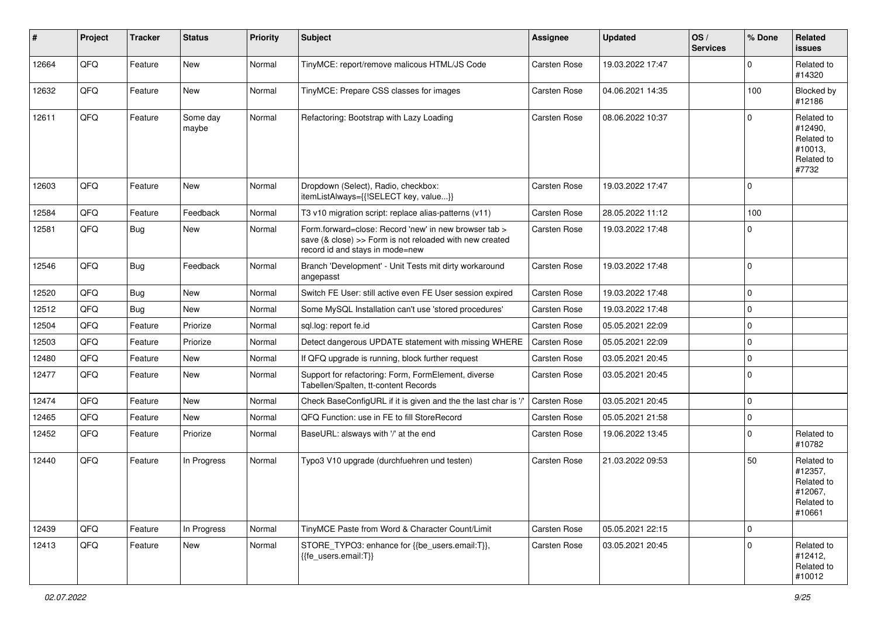| # | Project | Tracker | Status | Priority | Subject | Assignee | Updated | OS / Services | % Done | Related issues |
|---|---|---|---|---|---|---|---|---|---|---|
| 12664 | QFQ | Feature | New | Normal | TinyMCE: report/remove malicous HTML/JS Code | Carsten Rose | 19.03.2022 17:47 | | 0 | Related to #14320 |
| 12632 | QFQ | Feature | New | Normal | TinyMCE: Prepare CSS classes for images | Carsten Rose | 04.06.2021 14:35 | | 100 | Blocked by #12186 |
| 12611 | QFQ | Feature | Some day maybe | Normal | Refactoring: Bootstrap with Lazy Loading | Carsten Rose | 08.06.2022 10:37 | | 0 | Related to #12490, Related to #10013, Related to #7732 |
| 12603 | QFQ | Feature | New | Normal | Dropdown (Select), Radio, checkbox: itemListAlways={{!SELECT key, value...}} | Carsten Rose | 19.03.2022 17:47 | | 0 | |
| 12584 | QFQ | Feature | Feedback | Normal | T3 v10 migration script: replace alias-patterns (v11) | Carsten Rose | 28.05.2022 11:12 | | 100 | |
| 12581 | QFQ | Bug | New | Normal | Form.forward=close: Record 'new' in new browser tab > save (& close) >> Form is not reloaded with new created record id and stays in mode=new | Carsten Rose | 19.03.2022 17:48 | | 0 | |
| 12546 | QFQ | Bug | Feedback | Normal | Branch 'Development' - Unit Tests mit dirty workaround angepasst | Carsten Rose | 19.03.2022 17:48 | | 0 | |
| 12520 | QFQ | Bug | New | Normal | Switch FE User: still active even FE User session expired | Carsten Rose | 19.03.2022 17:48 | | 0 | |
| 12512 | QFQ | Bug | New | Normal | Some MySQL Installation can't use 'stored procedures' | Carsten Rose | 19.03.2022 17:48 | | 0 | |
| 12504 | QFQ | Feature | Priorize | Normal | sql.log: report fe.id | Carsten Rose | 05.05.2021 22:09 | | 0 | |
| 12503 | QFQ | Feature | Priorize | Normal | Detect dangerous UPDATE statement with missing WHERE | Carsten Rose | 05.05.2021 22:09 | | 0 | |
| 12480 | QFQ | Feature | New | Normal | If QFQ upgrade is running, block further request | Carsten Rose | 03.05.2021 20:45 | | 0 | |
| 12477 | QFQ | Feature | New | Normal | Support for refactoring: Form, FormElement, diverse Tabellen/Spalten, tt-content Records | Carsten Rose | 03.05.2021 20:45 | | 0 | |
| 12474 | QFQ | Feature | New | Normal | Check BaseConfigURL if it is given and the the last char is '/' | Carsten Rose | 03.05.2021 20:45 | | 0 | |
| 12465 | QFQ | Feature | New | Normal | QFQ Function: use in FE to fill StoreRecord | Carsten Rose | 05.05.2021 21:58 | | 0 | |
| 12452 | QFQ | Feature | Priorize | Normal | BaseURL: alsways with '/' at the end | Carsten Rose | 19.06.2022 13:45 | | 0 | Related to #10782 |
| 12440 | QFQ | Feature | In Progress | Normal | Typo3 V10 upgrade (durchfuehren und testen) | Carsten Rose | 21.03.2022 09:53 | | 50 | Related to #12357, Related to #12067, Related to #10661 |
| 12439 | QFQ | Feature | In Progress | Normal | TinyMCE Paste from Word & Character Count/Limit | Carsten Rose | 05.05.2021 22:15 | | 0 | |
| 12413 | QFQ | Feature | New | Normal | STORE_TYPO3: enhance for {{be_users.email:T}}, {{fe_users.email:T}} | Carsten Rose | 03.05.2021 20:45 | | 0 | Related to #12412, Related to #10012 |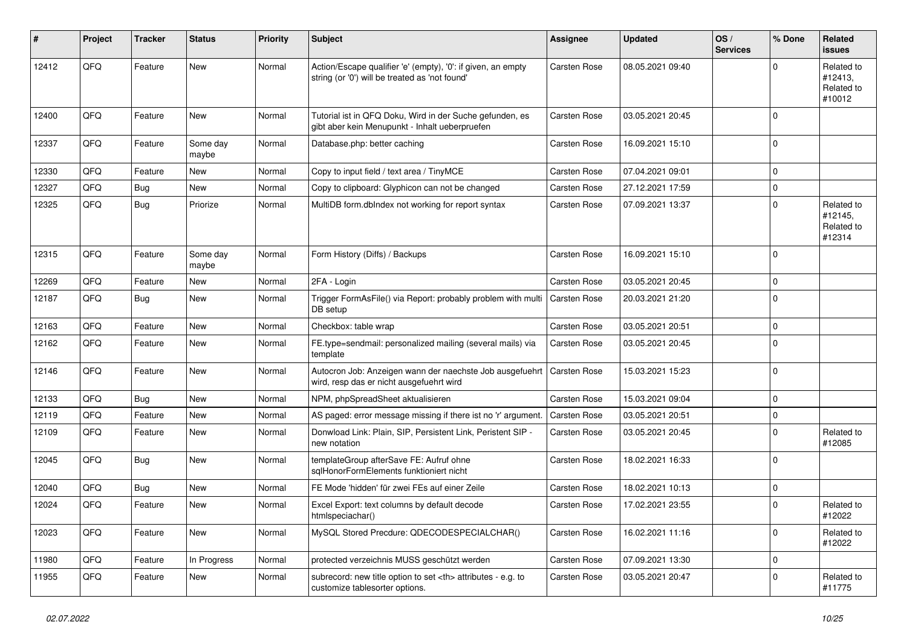| # | Project | Tracker | Status | Priority | Subject | Assignee | Updated | OS / Services | % Done | Related issues |
|---|---|---|---|---|---|---|---|---|---|---|
| 12412 | QFQ | Feature | New | Normal | Action/Escape qualifier 'e' (empty), '0': if given, an empty string (or '0') will be treated as 'not found' | Carsten Rose | 08.05.2021 09:40 | | 0 | Related to #12413, Related to #10012 |
| 12400 | QFQ | Feature | New | Normal | Tutorial ist in QFQ Doku, Wird in der Suche gefunden, es gibt aber kein Menupunkt - Inhalt ueberpruefen | Carsten Rose | 03.05.2021 20:45 | | 0 | |
| 12337 | QFQ | Feature | Some day maybe | Normal | Database.php: better caching | Carsten Rose | 16.09.2021 15:10 | | 0 | |
| 12330 | QFQ | Feature | New | Normal | Copy to input field / text area / TinyMCE | Carsten Rose | 07.04.2021 09:01 | | 0 | |
| 12327 | QFQ | Bug | New | Normal | Copy to clipboard: Glyphicon can not be changed | Carsten Rose | 27.12.2021 17:59 | | 0 | |
| 12325 | QFQ | Bug | Priorize | Normal | MultiDB form.dbIndex not working for report syntax | Carsten Rose | 07.09.2021 13:37 | | 0 | Related to #12145, Related to #12314 |
| 12315 | QFQ | Feature | Some day maybe | Normal | Form History (Diffs) / Backups | Carsten Rose | 16.09.2021 15:10 | | 0 | |
| 12269 | QFQ | Feature | New | Normal | 2FA - Login | Carsten Rose | 03.05.2021 20:45 | | 0 | |
| 12187 | QFQ | Bug | New | Normal | Trigger FormAsFile() via Report: probably problem with multi DB setup | Carsten Rose | 20.03.2021 21:20 | | 0 | |
| 12163 | QFQ | Feature | New | Normal | Checkbox: table wrap | Carsten Rose | 03.05.2021 20:51 | | 0 | |
| 12162 | QFQ | Feature | New | Normal | FE.type=sendmail: personalized mailing (several mails) via template | Carsten Rose | 03.05.2021 20:45 | | 0 | |
| 12146 | QFQ | Feature | New | Normal | Autocron Job: Anzeigen wann der naechste Job ausgefuehrt wird, resp das er nicht ausgefuehrt wird | Carsten Rose | 15.03.2021 15:23 | | 0 | |
| 12133 | QFQ | Bug | New | Normal | NPM, phpSpreadSheet aktualisieren | Carsten Rose | 15.03.2021 09:04 | | 0 | |
| 12119 | QFQ | Feature | New | Normal | AS paged: error message missing if there ist no 'r' argument. | Carsten Rose | 03.05.2021 20:51 | | 0 | |
| 12109 | QFQ | Feature | New | Normal | Donwload Link: Plain, SIP, Persistent Link, Peristent SIP - new notation | Carsten Rose | 03.05.2021 20:45 | | 0 | Related to #12085 |
| 12045 | QFQ | Bug | New | Normal | templateGroup afterSave FE: Aufruf ohne sqlHonorFormElements funktioniert nicht | Carsten Rose | 18.02.2021 16:33 | | 0 | |
| 12040 | QFQ | Bug | New | Normal | FE Mode 'hidden' für zwei FEs auf einer Zeile | Carsten Rose | 18.02.2021 10:13 | | 0 | |
| 12024 | QFQ | Feature | New | Normal | Excel Export: text columns by default decode htmlspeciachar() | Carsten Rose | 17.02.2021 23:55 | | 0 | Related to #12022 |
| 12023 | QFQ | Feature | New | Normal | MySQL Stored Precdure: QDECODESPECIALCHAR() | Carsten Rose | 16.02.2021 11:16 | | 0 | Related to #12022 |
| 11980 | QFQ | Feature | In Progress | Normal | protected verzeichnis MUSS geschützt werden | Carsten Rose | 07.09.2021 13:30 | | 0 | |
| 11955 | QFQ | Feature | New | Normal | subrecord: new title option to set <th> attributes - e.g. to customize tablesorter options. | Carsten Rose | 03.05.2021 20:47 | | 0 | Related to #11775 |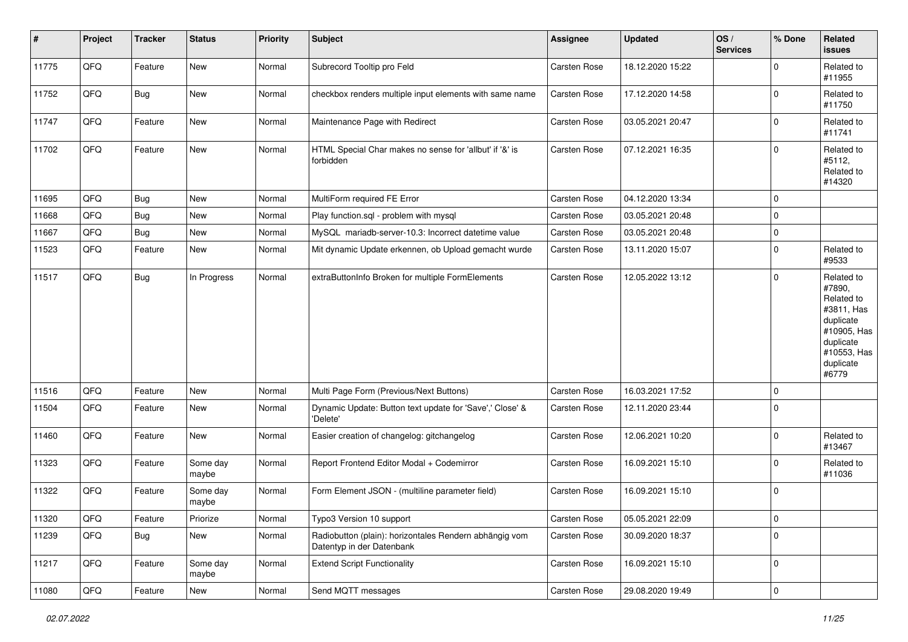| # | Project | Tracker | Status | Priority | Subject | Assignee | Updated | OS / Services | % Done | Related issues |
|---|---|---|---|---|---|---|---|---|---|---|
| 11775 | QFQ | Feature | New | Normal | Subrecord Tooltip pro Feld | Carsten Rose | 18.12.2020 15:22 | | 0 | Related to #11955 |
| 11752 | QFQ | Bug | New | Normal | checkbox renders multiple input elements with same name | Carsten Rose | 17.12.2020 14:58 | | 0 | Related to #11750 |
| 11747 | QFQ | Feature | New | Normal | Maintenance Page with Redirect | Carsten Rose | 03.05.2021 20:47 | | 0 | Related to #11741 |
| 11702 | QFQ | Feature | New | Normal | HTML Special Char makes no sense for 'allbut' if '&' is forbidden | Carsten Rose | 07.12.2021 16:35 | | 0 | Related to #5112, Related to #14320 |
| 11695 | QFQ | Bug | New | Normal | MultiForm required FE Error | Carsten Rose | 04.12.2020 13:34 | | 0 | |
| 11668 | QFQ | Bug | New | Normal | Play function.sql - problem with mysql | Carsten Rose | 03.05.2021 20:48 | | 0 | |
| 11667 | QFQ | Bug | New | Normal | MySQL mariadb-server-10.3: Incorrect datetime value | Carsten Rose | 03.05.2021 20:48 | | 0 | |
| 11523 | QFQ | Feature | New | Normal | Mit dynamic Update erkennen, ob Upload gemacht wurde | Carsten Rose | 13.11.2020 15:07 | | 0 | Related to #9533 |
| 11517 | QFQ | Bug | In Progress | Normal | extraButtonInfo Broken for multiple FormElements | Carsten Rose | 12.05.2022 13:12 | | 0 | Related to #7890, Related to #3811, Has duplicate #10905, Has duplicate #10553, Has duplicate #6779 |
| 11516 | QFQ | Feature | New | Normal | Multi Page Form (Previous/Next Buttons) | Carsten Rose | 16.03.2021 17:52 | | 0 | |
| 11504 | QFQ | Feature | New | Normal | Dynamic Update: Button text update for 'Save',' Close' & 'Delete' | Carsten Rose | 12.11.2020 23:44 | | 0 | |
| 11460 | QFQ | Feature | New | Normal | Easier creation of changelog: gitchangelog | Carsten Rose | 12.06.2021 10:20 | | 0 | Related to #13467 |
| 11323 | QFQ | Feature | Some day maybe | Normal | Report Frontend Editor Modal + Codemirror | Carsten Rose | 16.09.2021 15:10 | | 0 | Related to #11036 |
| 11322 | QFQ | Feature | Some day maybe | Normal | Form Element JSON - (multiline parameter field) | Carsten Rose | 16.09.2021 15:10 | | 0 | |
| 11320 | QFQ | Feature | Priorize | Normal | Typo3 Version 10 support | Carsten Rose | 05.05.2021 22:09 | | 0 | |
| 11239 | QFQ | Bug | New | Normal | Radiobutton (plain): horizontales Rendern abhängig vom Datentyp in der Datenbank | Carsten Rose | 30.09.2020 18:37 | | 0 | |
| 11217 | QFQ | Feature | Some day maybe | Normal | Extend Script Functionality | Carsten Rose | 16.09.2021 15:10 | | 0 | |
| 11080 | QFQ | Feature | New | Normal | Send MQTT messages | Carsten Rose | 29.08.2020 19:49 | | 0 | |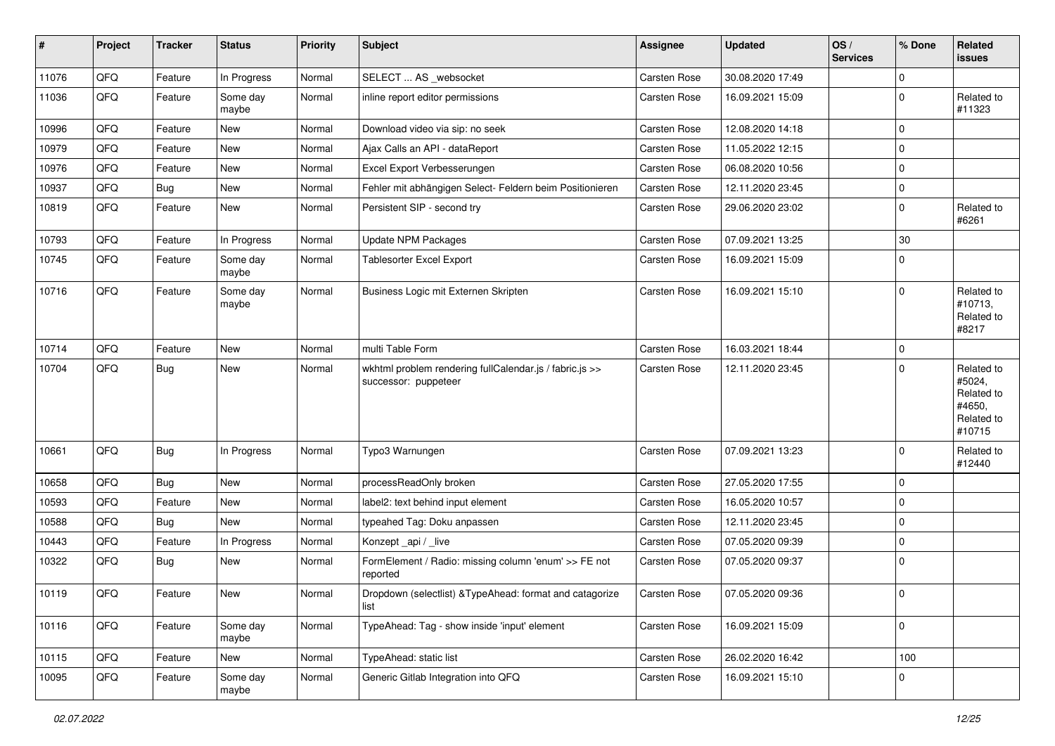| # | Project | Tracker | Status | Priority | Subject | Assignee | Updated | OS / Services | % Done | Related issues |
|---|---|---|---|---|---|---|---|---|---|---|
| 11076 | QFQ | Feature | In Progress | Normal | SELECT ... AS _websocket | Carsten Rose | 30.08.2020 17:49 | | 0 | |
| 11036 | QFQ | Feature | Some day maybe | Normal | inline report editor permissions | Carsten Rose | 16.09.2021 15:09 | | 0 | Related to #11323 |
| 10996 | QFQ | Feature | New | Normal | Download video via sip: no seek | Carsten Rose | 12.08.2020 14:18 | | 0 | |
| 10979 | QFQ | Feature | New | Normal | Ajax Calls an API - dataReport | Carsten Rose | 11.05.2022 12:15 | | 0 | |
| 10976 | QFQ | Feature | New | Normal | Excel Export Verbesserungen | Carsten Rose | 06.08.2020 10:56 | | 0 | |
| 10937 | QFQ | Bug | New | Normal | Fehler mit abhängigen Select- Feldern beim Positionieren | Carsten Rose | 12.11.2020 23:45 | | 0 | |
| 10819 | QFQ | Feature | New | Normal | Persistent SIP - second try | Carsten Rose | 29.06.2020 23:02 | | 0 | Related to #6261 |
| 10793 | QFQ | Feature | In Progress | Normal | Update NPM Packages | Carsten Rose | 07.09.2021 13:25 | | 30 | |
| 10745 | QFQ | Feature | Some day maybe | Normal | Tablesorter Excel Export | Carsten Rose | 16.09.2021 15:09 | | 0 | |
| 10716 | QFQ | Feature | Some day maybe | Normal | Business Logic mit Externen Skripten | Carsten Rose | 16.09.2021 15:10 | | 0 | Related to #10713, Related to #8217 |
| 10714 | QFQ | Feature | New | Normal | multi Table Form | Carsten Rose | 16.03.2021 18:44 | | 0 | |
| 10704 | QFQ | Bug | New | Normal | wkhtml problem rendering fullCalendar.js / fabric.js >> successor: puppeteer | Carsten Rose | 12.11.2020 23:45 | | 0 | Related to #5024, Related to #4650, Related to #10715 |
| 10661 | QFQ | Bug | In Progress | Normal | Typo3 Warnungen | Carsten Rose | 07.09.2021 13:23 | | 0 | Related to #12440 |
| 10658 | QFQ | Bug | New | Normal | processReadOnly broken | Carsten Rose | 27.05.2020 17:55 | | 0 | |
| 10593 | QFQ | Feature | New | Normal | label2: text behind input element | Carsten Rose | 16.05.2020 10:57 | | 0 | |
| 10588 | QFQ | Bug | New | Normal | typeahed Tag: Doku anpassen | Carsten Rose | 12.11.2020 23:45 | | 0 | |
| 10443 | QFQ | Feature | In Progress | Normal | Konzept _api / _live | Carsten Rose | 07.05.2020 09:39 | | 0 | |
| 10322 | QFQ | Bug | New | Normal | FormElement / Radio: missing column 'enum' >> FE not reported | Carsten Rose | 07.05.2020 09:37 | | 0 | |
| 10119 | QFQ | Feature | New | Normal | Dropdown (selectlist) &TypeAhead: format and catagorize list | Carsten Rose | 07.05.2020 09:36 | | 0 | |
| 10116 | QFQ | Feature | Some day maybe | Normal | TypeAhead: Tag - show inside 'input' element | Carsten Rose | 16.09.2021 15:09 | | 0 | |
| 10115 | QFQ | Feature | New | Normal | TypeAhead: static list | Carsten Rose | 26.02.2020 16:42 | | 100 | |
| 10095 | QFQ | Feature | Some day maybe | Normal | Generic Gitlab Integration into QFQ | Carsten Rose | 16.09.2021 15:10 | | 0 | |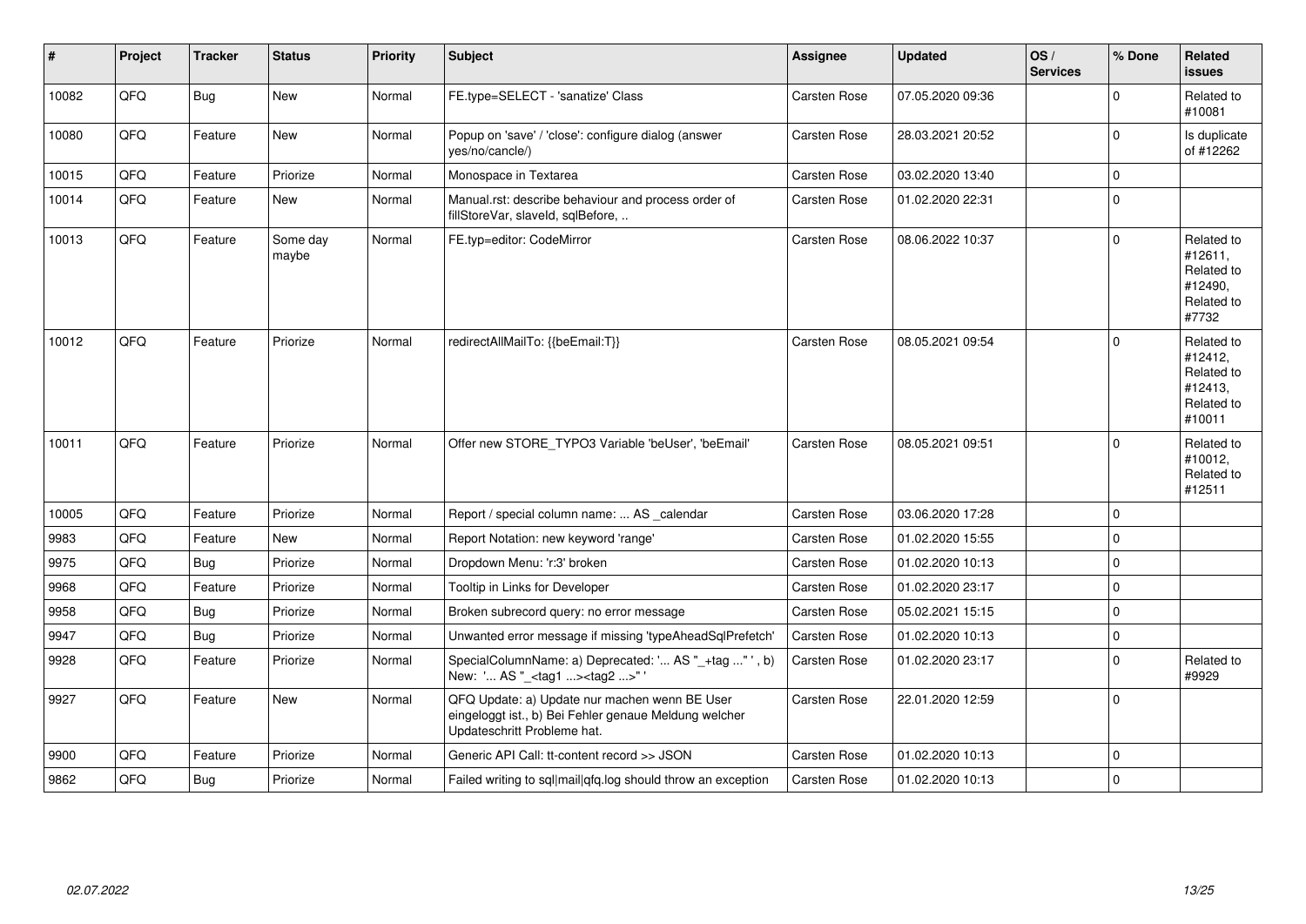| # | Project | Tracker | Status | Priority | Subject | Assignee | Updated | OS / Services | % Done | Related issues |
|---|---|---|---|---|---|---|---|---|---|---|
| 10082 | QFQ | Bug | New | Normal | FE.type=SELECT - 'sanatize' Class | Carsten Rose | 07.05.2020 09:36 | | 0 | Related to #10081 |
| 10080 | QFQ | Feature | New | Normal | Popup on 'save' / 'close': configure dialog (answer yes/no/cancle/) | Carsten Rose | 28.03.2021 20:52 | | 0 | Is duplicate of #12262 |
| 10015 | QFQ | Feature | Priorize | Normal | Monospace in Textarea | Carsten Rose | 03.02.2020 13:40 | | 0 | |
| 10014 | QFQ | Feature | New | Normal | Manual.rst: describe behaviour and process order of fillStoreVar, slaveId, sqlBefore, .. | Carsten Rose | 01.02.2020 22:31 | | 0 | |
| 10013 | QFQ | Feature | Some day maybe | Normal | FE.typ=editor: CodeMirror | Carsten Rose | 08.06.2022 10:37 | | 0 | Related to #12611, Related to #12490, Related to #7732 |
| 10012 | QFQ | Feature | Priorize | Normal | redirectAllMailTo: {{beEmail:T}} | Carsten Rose | 08.05.2021 09:54 | | 0 | Related to #12412, Related to #12413, Related to #10011 |
| 10011 | QFQ | Feature | Priorize | Normal | Offer new STORE_TYPO3 Variable 'beUser', 'beEmail' | Carsten Rose | 08.05.2021 09:51 | | 0 | Related to #10012, Related to #12511 |
| 10005 | QFQ | Feature | Priorize | Normal | Report / special column name: ... AS _calendar | Carsten Rose | 03.06.2020 17:28 | | 0 | |
| 9983 | QFQ | Feature | New | Normal | Report Notation: new keyword 'range' | Carsten Rose | 01.02.2020 15:55 | | 0 | |
| 9975 | QFQ | Bug | Priorize | Normal | Dropdown Menu: 'r:3' broken | Carsten Rose | 01.02.2020 10:13 | | 0 | |
| 9968 | QFQ | Feature | Priorize | Normal | Tooltip in Links for Developer | Carsten Rose | 01.02.2020 23:17 | | 0 | |
| 9958 | QFQ | Bug | Priorize | Normal | Broken subrecord query: no error message | Carsten Rose | 05.02.2021 15:15 | | 0 | |
| 9947 | QFQ | Bug | Priorize | Normal | Unwanted error message if missing 'typeAheadSqlPrefetch' | Carsten Rose | 01.02.2020 10:13 | | 0 | |
| 9928 | QFQ | Feature | Priorize | Normal | SpecialColumnName: a) Deprecated: '... AS "_+tag ..." ', b) New: '... AS "_<tag1 ...><tag2 ...>" ' | Carsten Rose | 01.02.2020 23:17 | | 0 | Related to #9929 |
| 9927 | QFQ | Feature | New | Normal | QFQ Update: a) Update nur machen wenn BE User eingeloggt ist., b) Bei Fehler genaue Meldung welcher Updateschritt Probleme hat. | Carsten Rose | 22.01.2020 12:59 | | 0 | |
| 9900 | QFQ | Feature | Priorize | Normal | Generic API Call: tt-content record >> JSON | Carsten Rose | 01.02.2020 10:13 | | 0 | |
| 9862 | QFQ | Bug | Priorize | Normal | Failed writing to sql\|mail\|qfq.log should throw an exception | Carsten Rose | 01.02.2020 10:13 | | 0 | |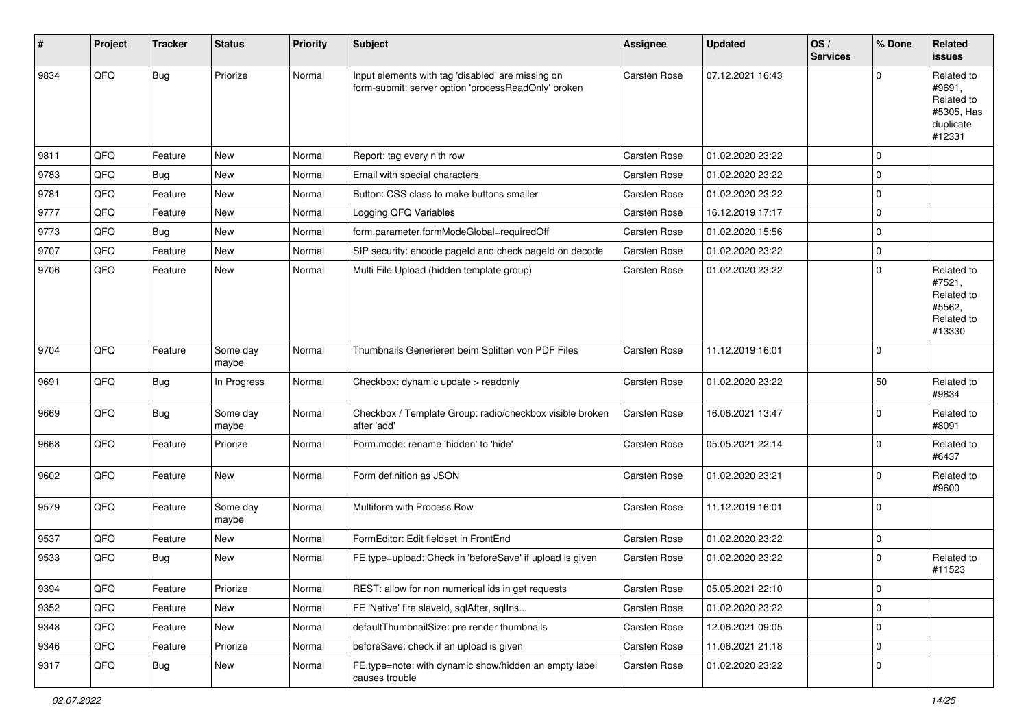| # | Project | Tracker | Status | Priority | Subject | Assignee | Updated | OS / Services | % Done | Related issues |
|---|---|---|---|---|---|---|---|---|---|---|
| 9834 | QFQ | Bug | Priorize | Normal | Input elements with tag 'disabled' are missing on form-submit: server option 'processReadOnly' broken | Carsten Rose | 07.12.2021 16:43 | | 0 | Related to #9691, Related to #5305, Has duplicate #12331 |
| 9811 | QFQ | Feature | New | Normal | Report: tag every n'th row | Carsten Rose | 01.02.2020 23:22 | | 0 | |
| 9783 | QFQ | Bug | New | Normal | Email with special characters | Carsten Rose | 01.02.2020 23:22 | | 0 | |
| 9781 | QFQ | Feature | New | Normal | Button: CSS class to make buttons smaller | Carsten Rose | 01.02.2020 23:22 | | 0 | |
| 9777 | QFQ | Feature | New | Normal | Logging QFQ Variables | Carsten Rose | 16.12.2019 17:17 | | 0 | |
| 9773 | QFQ | Bug | New | Normal | form.parameter.formModeGlobal=requiredOff | Carsten Rose | 01.02.2020 15:56 | | 0 | |
| 9707 | QFQ | Feature | New | Normal | SIP security: encode pageId and check pageId on decode | Carsten Rose | 01.02.2020 23:22 | | 0 | |
| 9706 | QFQ | Feature | New | Normal | Multi File Upload (hidden template group) | Carsten Rose | 01.02.2020 23:22 | | 0 | Related to #7521, Related to #5562, Related to #13330 |
| 9704 | QFQ | Feature | Some day maybe | Normal | Thumbnails Generieren beim Splitten von PDF Files | Carsten Rose | 11.12.2019 16:01 | | 0 | |
| 9691 | QFQ | Bug | In Progress | Normal | Checkbox: dynamic update > readonly | Carsten Rose | 01.02.2020 23:22 | | 50 | Related to #9834 |
| 9669 | QFQ | Bug | Some day maybe | Normal | Checkbox / Template Group: radio/checkbox visible broken after 'add' | Carsten Rose | 16.06.2021 13:47 | | 0 | Related to #8091 |
| 9668 | QFQ | Feature | Priorize | Normal | Form.mode: rename 'hidden' to 'hide' | Carsten Rose | 05.05.2021 22:14 | | 0 | Related to #6437 |
| 9602 | QFQ | Feature | New | Normal | Form definition as JSON | Carsten Rose | 01.02.2020 23:21 | | 0 | Related to #9600 |
| 9579 | QFQ | Feature | Some day maybe | Normal | Multiform with Process Row | Carsten Rose | 11.12.2019 16:01 | | 0 | |
| 9537 | QFQ | Feature | New | Normal | FormEditor: Edit fieldset in FrontEnd | Carsten Rose | 01.02.2020 23:22 | | 0 | |
| 9533 | QFQ | Bug | New | Normal | FE.type=upload: Check in 'beforeSave' if upload is given | Carsten Rose | 01.02.2020 23:22 | | 0 | Related to #11523 |
| 9394 | QFQ | Feature | Priorize | Normal | REST: allow for non numerical ids in get requests | Carsten Rose | 05.05.2021 22:10 | | 0 | |
| 9352 | QFQ | Feature | New | Normal | FE 'Native' fire slaveId, sqlAfter, sqlIns... | Carsten Rose | 01.02.2020 23:22 | | 0 | |
| 9348 | QFQ | Feature | New | Normal | defaultThumbnailSize: pre render thumbnails | Carsten Rose | 12.06.2021 09:05 | | 0 | |
| 9346 | QFQ | Feature | Priorize | Normal | beforeSave: check if an upload is given | Carsten Rose | 11.06.2021 21:18 | | 0 | |
| 9317 | QFQ | Bug | New | Normal | FE.type=note: with dynamic show/hidden an empty label causes trouble | Carsten Rose | 01.02.2020 23:22 | | 0 | |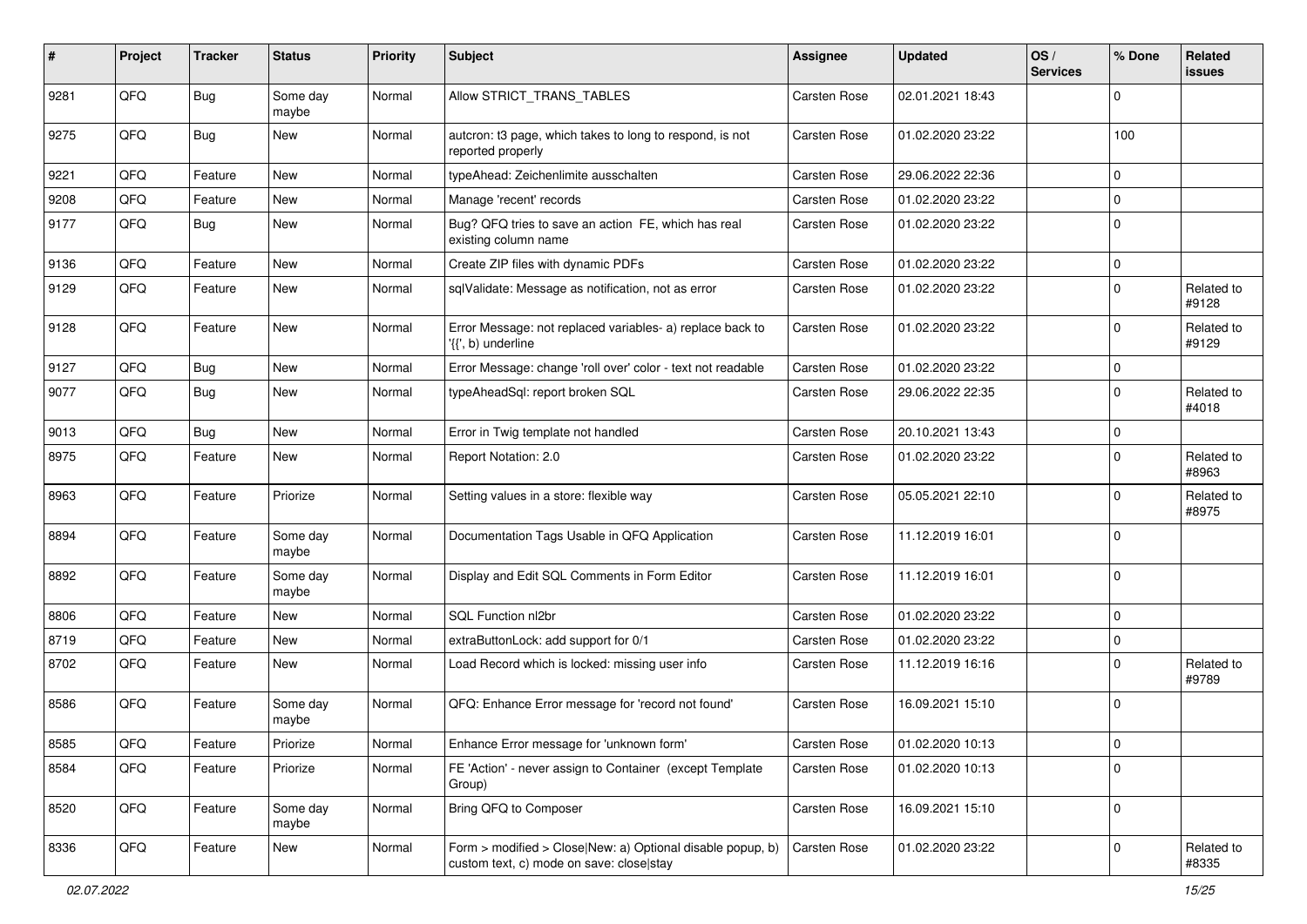| # | Project | Tracker | Status | Priority | Subject | Assignee | Updated | OS / Services | % Done | Related issues |
|---|---|---|---|---|---|---|---|---|---|---|
| 9281 | QFQ | Bug | Some day maybe | Normal | Allow STRICT_TRANS_TABLES | Carsten Rose | 02.01.2021 18:43 | | 0 | |
| 9275 | QFQ | Bug | New | Normal | autcron: t3 page, which takes to long to respond, is not reported properly | Carsten Rose | 01.02.2020 23:22 | | 100 | |
| 9221 | QFQ | Feature | New | Normal | typeAhead: Zeichenlimite ausschalten | Carsten Rose | 29.06.2022 22:36 | | 0 | |
| 9208 | QFQ | Feature | New | Normal | Manage 'recent' records | Carsten Rose | 01.02.2020 23:22 | | 0 | |
| 9177 | QFQ | Bug | New | Normal | Bug? QFQ tries to save an action FE, which has real existing column name | Carsten Rose | 01.02.2020 23:22 | | 0 | |
| 9136 | QFQ | Feature | New | Normal | Create ZIP files with dynamic PDFs | Carsten Rose | 01.02.2020 23:22 | | 0 | |
| 9129 | QFQ | Feature | New | Normal | sqlValidate: Message as notification, not as error | Carsten Rose | 01.02.2020 23:22 | | 0 | Related to #9128 |
| 9128 | QFQ | Feature | New | Normal | Error Message: not replaced variables- a) replace back to '{{', b) underline | Carsten Rose | 01.02.2020 23:22 | | 0 | Related to #9129 |
| 9127 | QFQ | Bug | New | Normal | Error Message: change 'roll over' color - text not readable | Carsten Rose | 01.02.2020 23:22 | | 0 | |
| 9077 | QFQ | Bug | New | Normal | typeAheadSql: report broken SQL | Carsten Rose | 29.06.2022 22:35 | | 0 | Related to #4018 |
| 9013 | QFQ | Bug | New | Normal | Error in Twig template not handled | Carsten Rose | 20.10.2021 13:43 | | 0 | |
| 8975 | QFQ | Feature | New | Normal | Report Notation: 2.0 | Carsten Rose | 01.02.2020 23:22 | | 0 | Related to #8963 |
| 8963 | QFQ | Feature | Priorize | Normal | Setting values in a store: flexible way | Carsten Rose | 05.05.2021 22:10 | | 0 | Related to #8975 |
| 8894 | QFQ | Feature | Some day maybe | Normal | Documentation Tags Usable in QFQ Application | Carsten Rose | 11.12.2019 16:01 | | 0 | |
| 8892 | QFQ | Feature | Some day maybe | Normal | Display and Edit SQL Comments in Form Editor | Carsten Rose | 11.12.2019 16:01 | | 0 | |
| 8806 | QFQ | Feature | New | Normal | SQL Function nl2br | Carsten Rose | 01.02.2020 23:22 | | 0 | |
| 8719 | QFQ | Feature | New | Normal | extraButtonLock: add support for 0/1 | Carsten Rose | 01.02.2020 23:22 | | 0 | |
| 8702 | QFQ | Feature | New | Normal | Load Record which is locked: missing user info | Carsten Rose | 11.12.2019 16:16 | | 0 | Related to #9789 |
| 8586 | QFQ | Feature | Some day maybe | Normal | QFQ: Enhance Error message for 'record not found' | Carsten Rose | 16.09.2021 15:10 | | 0 | |
| 8585 | QFQ | Feature | Priorize | Normal | Enhance Error message for 'unknown form' | Carsten Rose | 01.02.2020 10:13 | | 0 | |
| 8584 | QFQ | Feature | Priorize | Normal | FE 'Action' - never assign to Container (except Template Group) | Carsten Rose | 01.02.2020 10:13 | | 0 | |
| 8520 | QFQ | Feature | Some day maybe | Normal | Bring QFQ to Composer | Carsten Rose | 16.09.2021 15:10 | | 0 | |
| 8336 | QFQ | Feature | New | Normal | Form > modified > Close\|New: a) Optional disable popup, b) custom text, c) mode on save: close\|stay | Carsten Rose | 01.02.2020 23:22 | | 0 | Related to #8335 |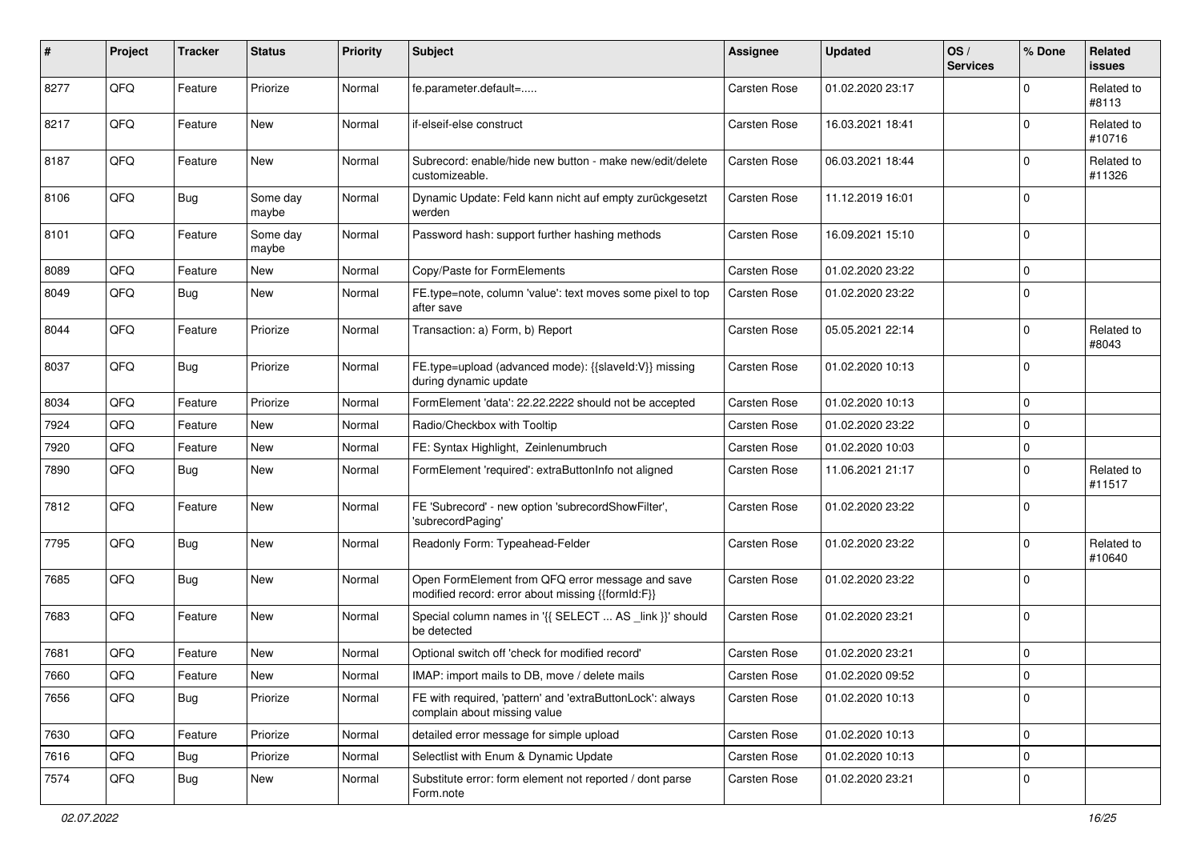| # | Project | Tracker | Status | Priority | Subject | Assignee | Updated | OS / Services | % Done | Related issues |
|---|---|---|---|---|---|---|---|---|---|---|
| 8277 | QFQ | Feature | Priorize | Normal | fe.parameter.default=..... | Carsten Rose | 01.02.2020 23:17 | | 0 | Related to #8113 |
| 8217 | QFQ | Feature | New | Normal | if-elseif-else construct | Carsten Rose | 16.03.2021 18:41 | | 0 | Related to #10716 |
| 8187 | QFQ | Feature | New | Normal | Subrecord: enable/hide new button - make new/edit/delete customizeable. | Carsten Rose | 06.03.2021 18:44 | | 0 | Related to #11326 |
| 8106 | QFQ | Bug | Some day maybe | Normal | Dynamic Update: Feld kann nicht auf empty zurückgesetzt werden | Carsten Rose | 11.12.2019 16:01 | | 0 | |
| 8101 | QFQ | Feature | Some day maybe | Normal | Password hash: support further hashing methods | Carsten Rose | 16.09.2021 15:10 | | 0 | |
| 8089 | QFQ | Feature | New | Normal | Copy/Paste for FormElements | Carsten Rose | 01.02.2020 23:22 | | 0 | |
| 8049 | QFQ | Bug | New | Normal | FE.type=note, column 'value': text moves some pixel to top after save | Carsten Rose | 01.02.2020 23:22 | | 0 | |
| 8044 | QFQ | Feature | Priorize | Normal | Transaction: a) Form, b) Report | Carsten Rose | 05.05.2021 22:14 | | 0 | Related to #8043 |
| 8037 | QFQ | Bug | Priorize | Normal | FE.type=upload (advanced mode): {{slaveId:V}} missing during dynamic update | Carsten Rose | 01.02.2020 10:13 | | 0 | |
| 8034 | QFQ | Feature | Priorize | Normal | FormElement 'data': 22.22.2222 should not be accepted | Carsten Rose | 01.02.2020 10:13 | | 0 | |
| 7924 | QFQ | Feature | New | Normal | Radio/Checkbox with Tooltip | Carsten Rose | 01.02.2020 23:22 | | 0 | |
| 7920 | QFQ | Feature | New | Normal | FE: Syntax Highlight, Zeinlenumbruch | Carsten Rose | 01.02.2020 10:03 | | 0 | |
| 7890 | QFQ | Bug | New | Normal | FormElement 'required': extraButtonInfo not aligned | Carsten Rose | 11.06.2021 21:17 | | 0 | Related to #11517 |
| 7812 | QFQ | Feature | New | Normal | FE 'Subrecord' - new option 'subrecordShowFilter', 'subrecordPaging' | Carsten Rose | 01.02.2020 23:22 | | 0 | |
| 7795 | QFQ | Bug | New | Normal | Readonly Form: Typeahead-Felder | Carsten Rose | 01.02.2020 23:22 | | 0 | Related to #10640 |
| 7685 | QFQ | Bug | New | Normal | Open FormElement from QFQ error message and save modified record: error about missing {{formId:F}} | Carsten Rose | 01.02.2020 23:22 | | 0 | |
| 7683 | QFQ | Feature | New | Normal | Special column names in '{{ SELECT ... AS _link }}' should be detected | Carsten Rose | 01.02.2020 23:21 | | 0 | |
| 7681 | QFQ | Feature | New | Normal | Optional switch off 'check for modified record' | Carsten Rose | 01.02.2020 23:21 | | 0 | |
| 7660 | QFQ | Feature | New | Normal | IMAP: import mails to DB, move / delete mails | Carsten Rose | 01.02.2020 09:52 | | 0 | |
| 7656 | QFQ | Bug | Priorize | Normal | FE with required, 'pattern' and 'extraButtonLock': always complain about missing value | Carsten Rose | 01.02.2020 10:13 | | 0 | |
| 7630 | QFQ | Feature | Priorize | Normal | detailed error message for simple upload | Carsten Rose | 01.02.2020 10:13 | | 0 | |
| 7616 | QFQ | Bug | Priorize | Normal | Selectlist with Enum & Dynamic Update | Carsten Rose | 01.02.2020 10:13 | | 0 | |
| 7574 | QFQ | Bug | New | Normal | Substitute error: form element not reported / dont parse Form.note | Carsten Rose | 01.02.2020 23:21 | | 0 | |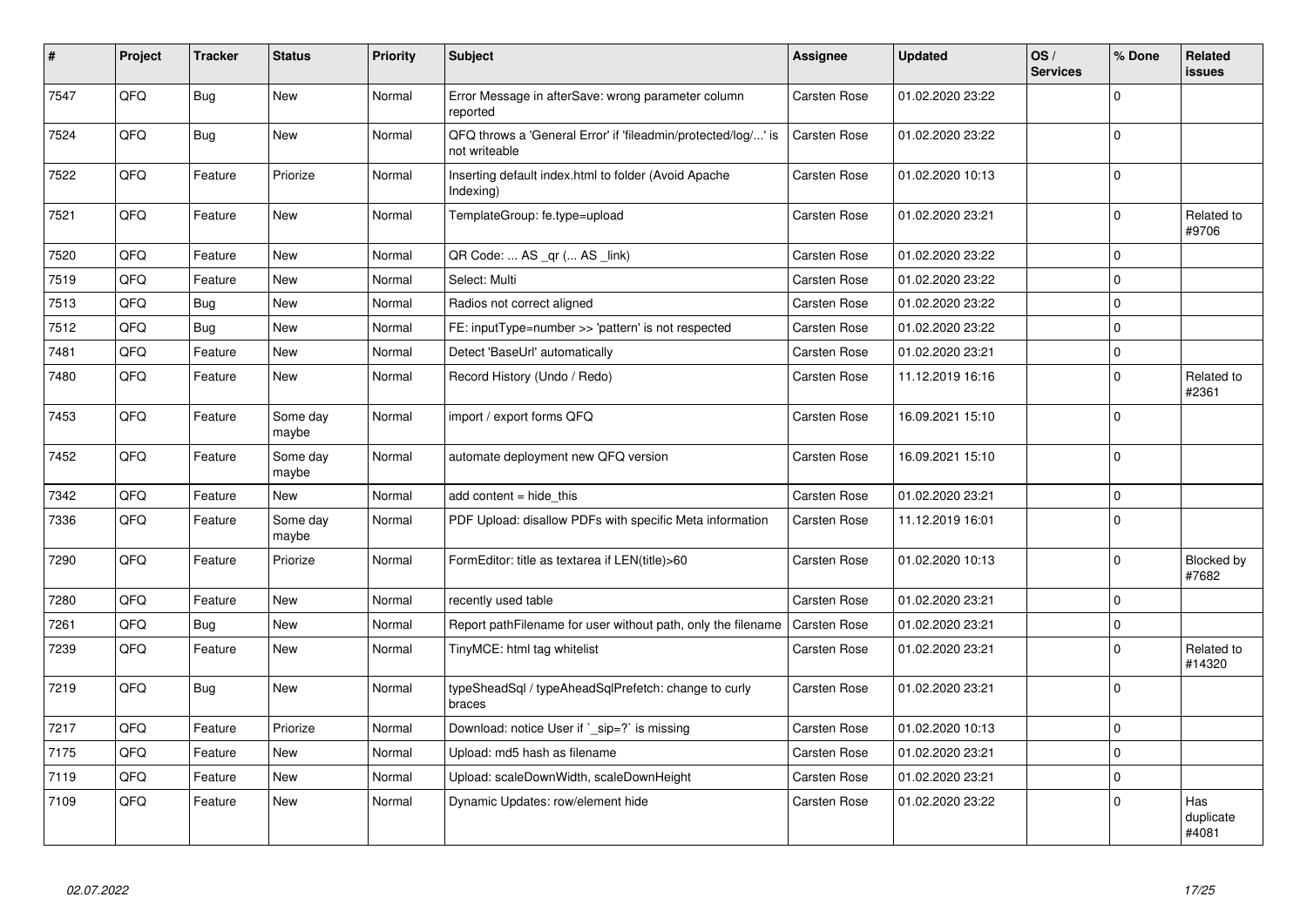| # | Project | Tracker | Status | Priority | Subject | Assignee | Updated | OS / Services | % Done | Related issues |
|---|---|---|---|---|---|---|---|---|---|---|
| 7547 | QFQ | Bug | New | Normal | Error Message in afterSave: wrong parameter column reported | Carsten Rose | 01.02.2020 23:22 | | 0 | |
| 7524 | QFQ | Bug | New | Normal | QFQ throws a 'General Error' if 'fileadmin/protected/log/...' is not writeable | Carsten Rose | 01.02.2020 23:22 | | 0 | |
| 7522 | QFQ | Feature | Priorize | Normal | Inserting default index.html to folder (Avoid Apache Indexing) | Carsten Rose | 01.02.2020 10:13 | | 0 | |
| 7521 | QFQ | Feature | New | Normal | TemplateGroup: fe.type=upload | Carsten Rose | 01.02.2020 23:21 | | 0 | Related to #9706 |
| 7520 | QFQ | Feature | New | Normal | QR Code: ... AS _qr (... AS _link) | Carsten Rose | 01.02.2020 23:22 | | 0 | |
| 7519 | QFQ | Feature | New | Normal | Select: Multi | Carsten Rose | 01.02.2020 23:22 | | 0 | |
| 7513 | QFQ | Bug | New | Normal | Radios not correct aligned | Carsten Rose | 01.02.2020 23:22 | | 0 | |
| 7512 | QFQ | Bug | New | Normal | FE: inputType=number >> 'pattern' is not respected | Carsten Rose | 01.02.2020 23:22 | | 0 | |
| 7481 | QFQ | Feature | New | Normal | Detect 'BaseUrl' automatically | Carsten Rose | 01.02.2020 23:21 | | 0 | |
| 7480 | QFQ | Feature | New | Normal | Record History (Undo / Redo) | Carsten Rose | 11.12.2019 16:16 | | 0 | Related to #2361 |
| 7453 | QFQ | Feature | Some day maybe | Normal | import / export forms QFQ | Carsten Rose | 16.09.2021 15:10 | | 0 | |
| 7452 | QFQ | Feature | Some day maybe | Normal | automate deployment new QFQ version | Carsten Rose | 16.09.2021 15:10 | | 0 | |
| 7342 | QFQ | Feature | New | Normal | add content = hide_this | Carsten Rose | 01.02.2020 23:21 | | 0 | |
| 7336 | QFQ | Feature | Some day maybe | Normal | PDF Upload: disallow PDFs with specific Meta information | Carsten Rose | 11.12.2019 16:01 | | 0 | |
| 7290 | QFQ | Feature | Priorize | Normal | FormEditor: title as textarea if LEN(title)>60 | Carsten Rose | 01.02.2020 10:13 | | 0 | Blocked by #7682 |
| 7280 | QFQ | Feature | New | Normal | recently used table | Carsten Rose | 01.02.2020 23:21 | | 0 | |
| 7261 | QFQ | Bug | New | Normal | Report pathFilename for user without path, only the filename | Carsten Rose | 01.02.2020 23:21 | | 0 | |
| 7239 | QFQ | Feature | New | Normal | TinyMCE: html tag whitelist | Carsten Rose | 01.02.2020 23:21 | | 0 | Related to #14320 |
| 7219 | QFQ | Bug | New | Normal | typeSheadSql / typeAheadSqlPrefetch: change to curly braces | Carsten Rose | 01.02.2020 23:21 | | 0 | |
| 7217 | QFQ | Feature | Priorize | Normal | Download: notice User if `_sip=?` is missing | Carsten Rose | 01.02.2020 10:13 | | 0 | |
| 7175 | QFQ | Feature | New | Normal | Upload: md5 hash as filename | Carsten Rose | 01.02.2020 23:21 | | 0 | |
| 7119 | QFQ | Feature | New | Normal | Upload: scaleDownWidth, scaleDownHeight | Carsten Rose | 01.02.2020 23:21 | | 0 | |
| 7109 | QFQ | Feature | New | Normal | Dynamic Updates: row/element hide | Carsten Rose | 01.02.2020 23:22 | | 0 | Has duplicate #4081 |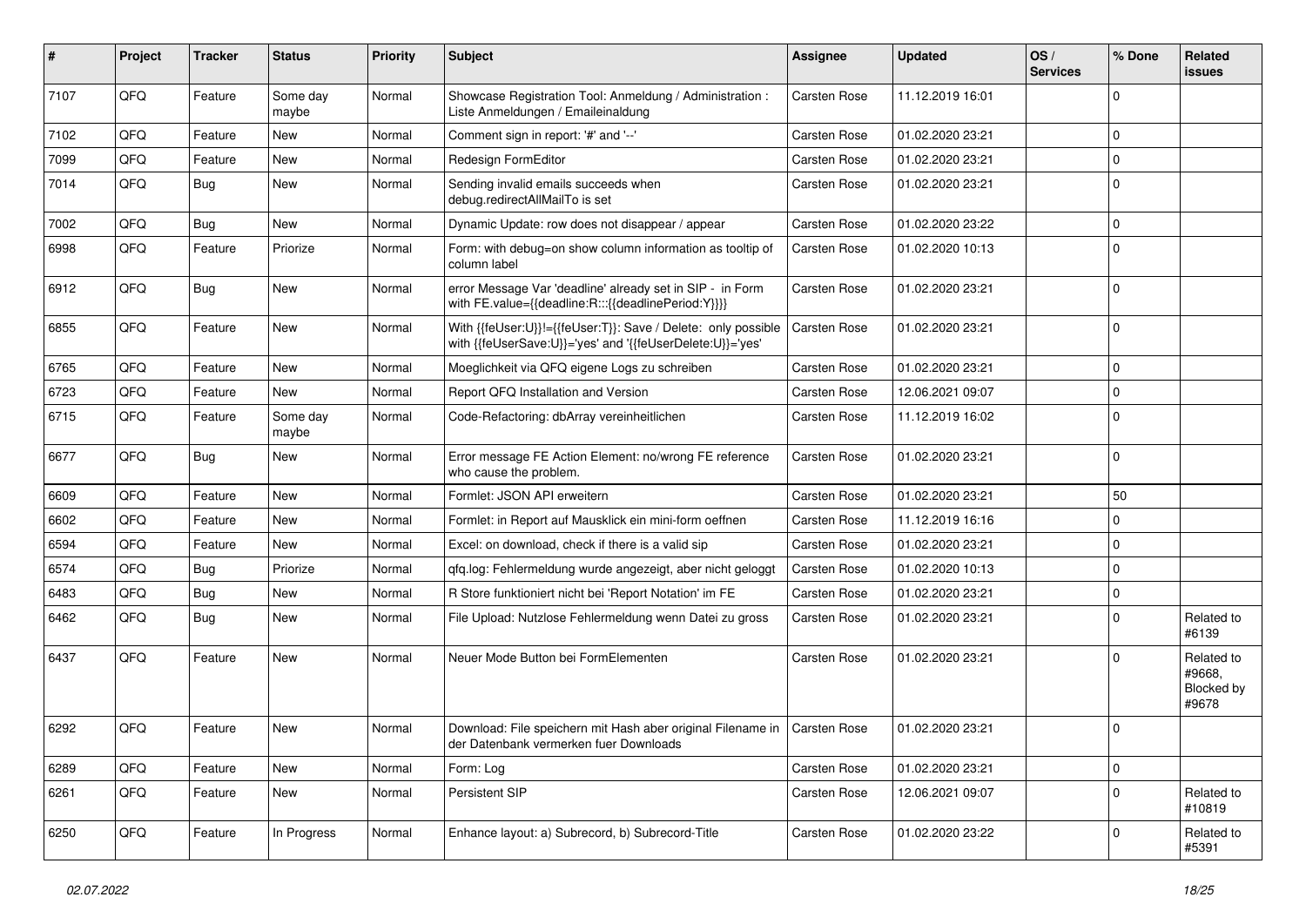| # | Project | Tracker | Status | Priority | Subject | Assignee | Updated | OS / Services | % Done | Related issues |
|---|---|---|---|---|---|---|---|---|---|---|
| 7107 | QFQ | Feature | Some day maybe | Normal | Showcase Registration Tool: Anmeldung / Administration : Liste Anmeldungen / Emaileinaldung | Carsten Rose | 11.12.2019 16:01 | | 0 | |
| 7102 | QFQ | Feature | New | Normal | Comment sign in report: '#' and '--' | Carsten Rose | 01.02.2020 23:21 | | 0 | |
| 7099 | QFQ | Feature | New | Normal | Redesign FormEditor | Carsten Rose | 01.02.2020 23:21 | | 0 | |
| 7014 | QFQ | Bug | New | Normal | Sending invalid emails succeeds when debug.redirectAllMailTo is set | Carsten Rose | 01.02.2020 23:21 | | 0 | |
| 7002 | QFQ | Bug | New | Normal | Dynamic Update: row does not disappear / appear | Carsten Rose | 01.02.2020 23:22 | | 0 | |
| 6998 | QFQ | Feature | Priorize | Normal | Form: with debug=on show column information as tooltip of column label | Carsten Rose | 01.02.2020 10:13 | | 0 | |
| 6912 | QFQ | Bug | New | Normal | error Message Var 'deadline' already set in SIP - in Form with FE.value={{deadline:R:::{{deadlinePeriod:Y}}}} | Carsten Rose | 01.02.2020 23:21 | | 0 | |
| 6855 | QFQ | Feature | New | Normal | With {{feUser:U}}!={{feUser:T}}: Save / Delete: only possible with {{feUserSave:U}}='yes' and '{{feUserDelete:U}}='yes' | Carsten Rose | 01.02.2020 23:21 | | 0 | |
| 6765 | QFQ | Feature | New | Normal | Moeglichkeit via QFQ eigene Logs zu schreiben | Carsten Rose | 01.02.2020 23:21 | | 0 | |
| 6723 | QFQ | Feature | New | Normal | Report QFQ Installation and Version | Carsten Rose | 12.06.2021 09:07 | | 0 | |
| 6715 | QFQ | Feature | Some day maybe | Normal | Code-Refactoring: dbArray vereinheitlichen | Carsten Rose | 11.12.2019 16:02 | | 0 | |
| 6677 | QFQ | Bug | New | Normal | Error message FE Action Element: no/wrong FE reference who cause the problem. | Carsten Rose | 01.02.2020 23:21 | | 0 | |
| 6609 | QFQ | Feature | New | Normal | Formlet: JSON API erweitern | Carsten Rose | 01.02.2020 23:21 | | 50 | |
| 6602 | QFQ | Feature | New | Normal | Formlet: in Report auf Mausklick ein mini-form oeffnen | Carsten Rose | 11.12.2019 16:16 | | 0 | |
| 6594 | QFQ | Feature | New | Normal | Excel: on download, check if there is a valid sip | Carsten Rose | 01.02.2020 23:21 | | 0 | |
| 6574 | QFQ | Bug | Priorize | Normal | qfq.log: Fehlermeldung wurde angezeigt, aber nicht geloggt | Carsten Rose | 01.02.2020 10:13 | | 0 | |
| 6483 | QFQ | Bug | New | Normal | R Store funktioniert nicht bei 'Report Notation' im FE | Carsten Rose | 01.02.2020 23:21 | | 0 | |
| 6462 | QFQ | Bug | New | Normal | File Upload: Nutzlose Fehlermeldung wenn Datei zu gross | Carsten Rose | 01.02.2020 23:21 | | 0 | Related to #6139 |
| 6437 | QFQ | Feature | New | Normal | Neuer Mode Button bei FormElementen | Carsten Rose | 01.02.2020 23:21 | | 0 | Related to #9668, Blocked by #9678 |
| 6292 | QFQ | Feature | New | Normal | Download: File speichern mit Hash aber original Filename in der Datenbank vermerken fuer Downloads | Carsten Rose | 01.02.2020 23:21 | | 0 | |
| 6289 | QFQ | Feature | New | Normal | Form: Log | Carsten Rose | 01.02.2020 23:21 | | 0 | |
| 6261 | QFQ | Feature | New | Normal | Persistent SIP | Carsten Rose | 12.06.2021 09:07 | | 0 | Related to #10819 |
| 6250 | QFQ | Feature | In Progress | Normal | Enhance layout: a) Subrecord, b) Subrecord-Title | Carsten Rose | 01.02.2020 23:22 | | 0 | Related to #5391 |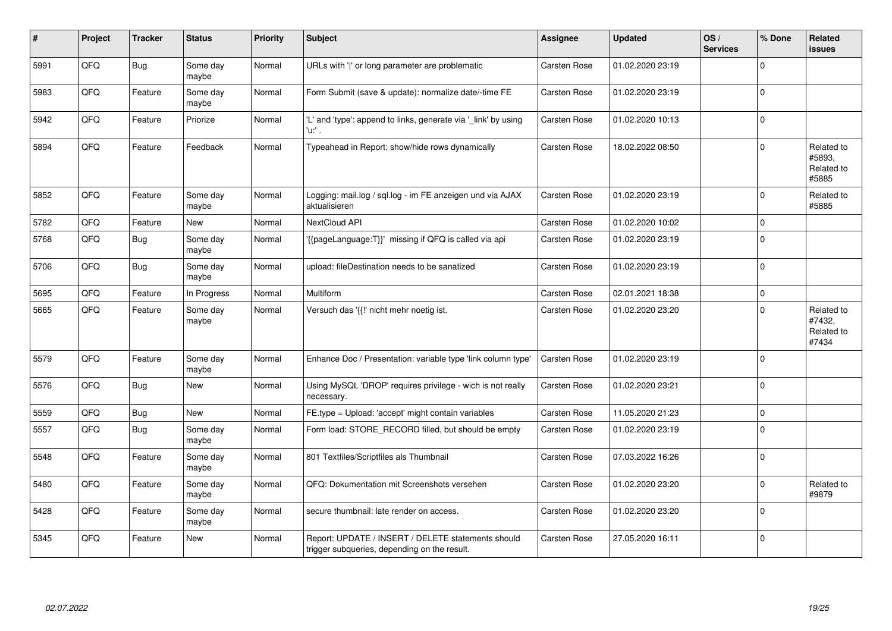| # | Project | Tracker | Status | Priority | Subject | Assignee | Updated | OS / Services | % Done | Related issues |
|---|---|---|---|---|---|---|---|---|---|---|
| 5991 | QFQ | Bug | Some day maybe | Normal | URLs with ' ' or long parameter are problematic | Carsten Rose | 01.02.2020 23:19 | | 0 | |
| 5983 | QFQ | Feature | Some day maybe | Normal | Form Submit (save & update): normalize date/-time FE | Carsten Rose | 01.02.2020 23:19 | | 0 | |
| 5942 | QFQ | Feature | Priorize | Normal | 'L' and 'type': append to links, generate via '_link' by using 'u:' . | Carsten Rose | 01.02.2020 10:13 | | 0 | |
| 5894 | QFQ | Feature | Feedback | Normal | Typeahead in Report: show/hide rows dynamically | Carsten Rose | 18.02.2022 08:50 | | 0 | Related to #5893, Related to #5885 |
| 5852 | QFQ | Feature | Some day maybe | Normal | Logging: mail.log / sql.log - im FE anzeigen und via AJAX aktualisieren | Carsten Rose | 01.02.2020 23:19 | | 0 | Related to #5885 |
| 5782 | QFQ | Feature | New | Normal | NextCloud API | Carsten Rose | 01.02.2020 10:02 | | 0 | |
| 5768 | QFQ | Bug | Some day maybe | Normal | '{{pageLanguage:T}}' missing if QFQ is called via api | Carsten Rose | 01.02.2020 23:19 | | 0 | |
| 5706 | QFQ | Bug | Some day maybe | Normal | upload: fileDestination needs to be sanatized | Carsten Rose | 01.02.2020 23:19 | | 0 | |
| 5695 | QFQ | Feature | In Progress | Normal | Multiform | Carsten Rose | 02.01.2021 18:38 | | 0 | |
| 5665 | QFQ | Feature | Some day maybe | Normal | Versuch das '{{!' nicht mehr noetig ist. | Carsten Rose | 01.02.2020 23:20 | | 0 | Related to #7432, Related to #7434 |
| 5579 | QFQ | Feature | Some day maybe | Normal | Enhance Doc / Presentation: variable type 'link column type' | Carsten Rose | 01.02.2020 23:19 | | 0 | |
| 5576 | QFQ | Bug | New | Normal | Using MySQL 'DROP' requires privilege - wich is not really necessary. | Carsten Rose | 01.02.2020 23:21 | | 0 | |
| 5559 | QFQ | Bug | New | Normal | FE.type = Upload: 'accept' might contain variables | Carsten Rose | 11.05.2020 21:23 | | 0 | |
| 5557 | QFQ | Bug | Some day maybe | Normal | Form load: STORE_RECORD filled, but should be empty | Carsten Rose | 01.02.2020 23:19 | | 0 | |
| 5548 | QFQ | Feature | Some day maybe | Normal | 801 Textfiles/Scriptfiles als Thumbnail | Carsten Rose | 07.03.2022 16:26 | | 0 | |
| 5480 | QFQ | Feature | Some day maybe | Normal | QFQ: Dokumentation mit Screenshots versehen | Carsten Rose | 01.02.2020 23:20 | | 0 | Related to #9879 |
| 5428 | QFQ | Feature | Some day maybe | Normal | secure thumbnail: late render on access. | Carsten Rose | 01.02.2020 23:20 | | 0 | |
| 5345 | QFQ | Feature | New | Normal | Report: UPDATE / INSERT / DELETE statements should trigger subqueries, depending on the result. | Carsten Rose | 27.05.2020 16:11 | | 0 | |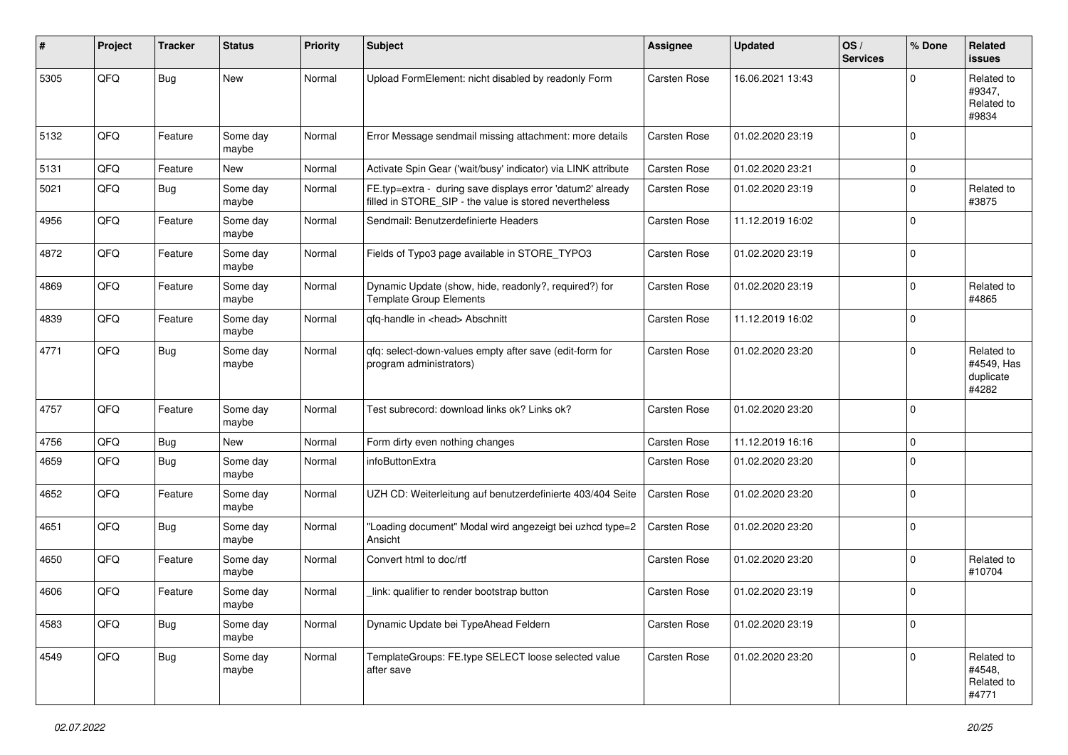| # | Project | Tracker | Status | Priority | Subject | Assignee | Updated | OS / Services | % Done | Related issues |
|---|---|---|---|---|---|---|---|---|---|---|
| 5305 | QFQ | Bug | New | Normal | Upload FormElement: nicht disabled by readonly Form | Carsten Rose | 16.06.2021 13:43 | | 0 | Related to #9347, Related to #9834 |
| 5132 | QFQ | Feature | Some day maybe | Normal | Error Message sendmail missing attachment: more details | Carsten Rose | 01.02.2020 23:19 | | 0 | |
| 5131 | QFQ | Feature | New | Normal | Activate Spin Gear ('wait/busy' indicator) via LINK attribute | Carsten Rose | 01.02.2020 23:21 | | 0 | |
| 5021 | QFQ | Bug | Some day maybe | Normal | FE.typ=extra - during save displays error 'datum2' already filled in STORE_SIP - the value is stored nevertheless | Carsten Rose | 01.02.2020 23:19 | | 0 | Related to #3875 |
| 4956 | QFQ | Feature | Some day maybe | Normal | Sendmail: Benutzerdefinierte Headers | Carsten Rose | 11.12.2019 16:02 | | 0 | |
| 4872 | QFQ | Feature | Some day maybe | Normal | Fields of Typo3 page available in STORE_TYPO3 | Carsten Rose | 01.02.2020 23:19 | | 0 | |
| 4869 | QFQ | Feature | Some day maybe | Normal | Dynamic Update (show, hide, readonly?, required?) for Template Group Elements | Carsten Rose | 01.02.2020 23:19 | | 0 | Related to #4865 |
| 4839 | QFQ | Feature | Some day maybe | Normal | qfq-handle in <head> Abschnitt | Carsten Rose | 11.12.2019 16:02 | | 0 | |
| 4771 | QFQ | Bug | Some day maybe | Normal | qfq: select-down-values empty after save (edit-form for program administrators) | Carsten Rose | 01.02.2020 23:20 | | 0 | Related to #4549, Has duplicate #4282 |
| 4757 | QFQ | Feature | Some day maybe | Normal | Test subrecord: download links ok? Links ok? | Carsten Rose | 01.02.2020 23:20 | | 0 | |
| 4756 | QFQ | Bug | New | Normal | Form dirty even nothing changes | Carsten Rose | 11.12.2019 16:16 | | 0 | |
| 4659 | QFQ | Bug | Some day maybe | Normal | infoButtonExtra | Carsten Rose | 01.02.2020 23:20 | | 0 | |
| 4652 | QFQ | Feature | Some day maybe | Normal | UZH CD: Weiterleitung auf benutzerdefinierte 403/404 Seite | Carsten Rose | 01.02.2020 23:20 | | 0 | |
| 4651 | QFQ | Bug | Some day maybe | Normal | "Loading document" Modal wird angezeigt bei uzhcd type=2 Ansicht | Carsten Rose | 01.02.2020 23:20 | | 0 | |
| 4650 | QFQ | Feature | Some day maybe | Normal | Convert html to doc/rtf | Carsten Rose | 01.02.2020 23:20 | | 0 | Related to #10704 |
| 4606 | QFQ | Feature | Some day maybe | Normal | _link: qualifier to render bootstrap button | Carsten Rose | 01.02.2020 23:19 | | 0 | |
| 4583 | QFQ | Bug | Some day maybe | Normal | Dynamic Update bei TypeAhead Feldern | Carsten Rose | 01.02.2020 23:19 | | 0 | |
| 4549 | QFQ | Bug | Some day maybe | Normal | TemplateGroups: FE.type SELECT loose selected value after save | Carsten Rose | 01.02.2020 23:20 | | 0 | Related to #4548, Related to #4771 |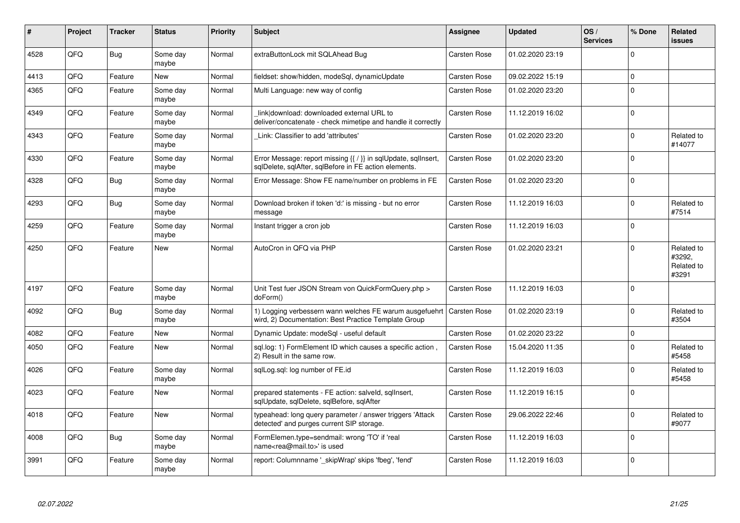| # | Project | Tracker | Status | Priority | Subject | Assignee | Updated | OS / Services | % Done | Related issues |
|---|---|---|---|---|---|---|---|---|---|---|
| 4528 | QFQ | Bug | Some day maybe | Normal | extraButtonLock mit SQLAhead Bug | Carsten Rose | 01.02.2020 23:19 | | 0 | |
| 4413 | QFQ | Feature | New | Normal | fieldset: show/hidden, modeSql, dynamicUpdate | Carsten Rose | 09.02.2022 15:19 | | 0 | |
| 4365 | QFQ | Feature | Some day maybe | Normal | Multi Language: new way of config | Carsten Rose | 01.02.2020 23:20 | | 0 | |
| 4349 | QFQ | Feature | Some day maybe | Normal | _link\|download: downloaded external URL to deliver/concatenate - check mimetipe and handle it correctly | Carsten Rose | 11.12.2019 16:02 | | 0 | |
| 4343 | QFQ | Feature | Some day maybe | Normal | _Link: Classifier to add 'attributes' | Carsten Rose | 01.02.2020 23:20 | | 0 | Related to #14077 |
| 4330 | QFQ | Feature | Some day maybe | Normal | Error Message: report missing {{ / }} in sqlUpdate, sqlInsert, sqlDelete, sqlAfter, sqlBefore in FE action elements. | Carsten Rose | 01.02.2020 23:20 | | 0 | |
| 4328 | QFQ | Bug | Some day maybe | Normal | Error Message: Show FE name/number on problems in FE | Carsten Rose | 01.02.2020 23:20 | | 0 | |
| 4293 | QFQ | Bug | Some day maybe | Normal | Download broken if token 'd:' is missing - but no error message | Carsten Rose | 11.12.2019 16:03 | | 0 | Related to #7514 |
| 4259 | QFQ | Feature | Some day maybe | Normal | Instant trigger a cron job | Carsten Rose | 11.12.2019 16:03 | | 0 | |
| 4250 | QFQ | Feature | New | Normal | AutoCron in QFQ via PHP | Carsten Rose | 01.02.2020 23:21 | | 0 | Related to #3292, Related to #3291 |
| 4197 | QFQ | Feature | Some day maybe | Normal | Unit Test fuer JSON Stream von QuickFormQuery.php > doForm() | Carsten Rose | 11.12.2019 16:03 | | 0 | |
| 4092 | QFQ | Bug | Some day maybe | Normal | 1) Logging verbessern wann welches FE warum ausgefuehrt wird, 2) Documentation: Best Practice Template Group | Carsten Rose | 01.02.2020 23:19 | | 0 | Related to #3504 |
| 4082 | QFQ | Feature | New | Normal | Dynamic Update: modeSql - useful default | Carsten Rose | 01.02.2020 23:22 | | 0 | |
| 4050 | QFQ | Feature | New | Normal | sql.log: 1) FormElement ID which causes a specific action , 2) Result in the same row. | Carsten Rose | 15.04.2020 11:35 | | 0 | Related to #5458 |
| 4026 | QFQ | Feature | Some day maybe | Normal | sqlLog.sql: log number of FE.id | Carsten Rose | 11.12.2019 16:03 | | 0 | Related to #5458 |
| 4023 | QFQ | Feature | New | Normal | prepared statements - FE action: salveld, sqlInsert, sqlUpdate, sqlDelete, sqlBefore, sqlAfter | Carsten Rose | 11.12.2019 16:15 | | 0 | |
| 4018 | QFQ | Feature | New | Normal | typeahead: long query parameter / answer triggers 'Attack detected' and purges current SIP storage. | Carsten Rose | 29.06.2022 22:46 | | 0 | Related to #9077 |
| 4008 | QFQ | Bug | Some day maybe | Normal | FormElemen.type=sendmail: wrong 'TO' if 'real name<rea@mail.to>' is used | Carsten Rose | 11.12.2019 16:03 | | 0 | |
| 3991 | QFQ | Feature | Some day maybe | Normal | report: Columnname '_skipWrap' skips 'fbeg', 'fend' | Carsten Rose | 11.12.2019 16:03 | | 0 | |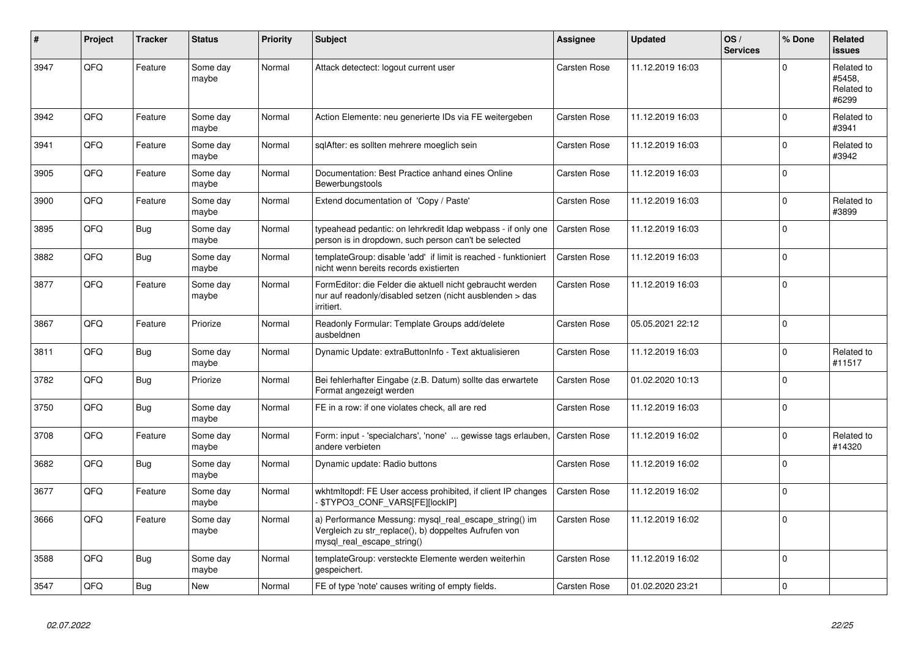| # | Project | Tracker | Status | Priority | Subject | Assignee | Updated | OS / Services | % Done | Related issues |
|---|---|---|---|---|---|---|---|---|---|---|
| 3947 | QFQ | Feature | Some day maybe | Normal | Attack detectect: logout current user | Carsten Rose | 11.12.2019 16:03 | | 0 | Related to #5458, Related to #6299 |
| 3942 | QFQ | Feature | Some day maybe | Normal | Action Elemente: neu generierte IDs via FE weitergeben | Carsten Rose | 11.12.2019 16:03 | | 0 | Related to #3941 |
| 3941 | QFQ | Feature | Some day maybe | Normal | sqlAfter: es sollten mehrere moeglich sein | Carsten Rose | 11.12.2019 16:03 | | 0 | Related to #3942 |
| 3905 | QFQ | Feature | Some day maybe | Normal | Documentation: Best Practice anhand eines Online Bewerbungstools | Carsten Rose | 11.12.2019 16:03 | | 0 | |
| 3900 | QFQ | Feature | Some day maybe | Normal | Extend documentation of 'Copy / Paste' | Carsten Rose | 11.12.2019 16:03 | | 0 | Related to #3899 |
| 3895 | QFQ | Bug | Some day maybe | Normal | typeahead pedantic: on lehrkredit ldap webpass - if only one person is in dropdown, such person can't be selected | Carsten Rose | 11.12.2019 16:03 | | 0 | |
| 3882 | QFQ | Bug | Some day maybe | Normal | templateGroup: disable 'add' if limit is reached - funktioniert nicht wenn bereits records existierten | Carsten Rose | 11.12.2019 16:03 | | 0 | |
| 3877 | QFQ | Feature | Some day maybe | Normal | FormEditor: die Felder die aktuell nicht gebraucht werden nur auf readonly/disabled setzen (nicht ausblenden > das irritiert. | Carsten Rose | 11.12.2019 16:03 | | 0 | |
| 3867 | QFQ | Feature | Priorize | Normal | Readonly Formular: Template Groups add/delete ausbeldnen | Carsten Rose | 05.05.2021 22:12 | | 0 | |
| 3811 | QFQ | Bug | Some day maybe | Normal | Dynamic Update: extraButtonInfo - Text aktualisieren | Carsten Rose | 11.12.2019 16:03 | | 0 | Related to #11517 |
| 3782 | QFQ | Bug | Priorize | Normal | Bei fehlerhafter Eingabe (z.B. Datum) sollte das erwartete Format angezeigt werden | Carsten Rose | 01.02.2020 10:13 | | 0 | |
| 3750 | QFQ | Bug | Some day maybe | Normal | FE in a row: if one violates check, all are red | Carsten Rose | 11.12.2019 16:03 | | 0 | |
| 3708 | QFQ | Feature | Some day maybe | Normal | Form: input - 'specialchars', 'none' ... gewisse tags erlauben, andere verbieten | Carsten Rose | 11.12.2019 16:02 | | 0 | Related to #14320 |
| 3682 | QFQ | Bug | Some day maybe | Normal | Dynamic update: Radio buttons | Carsten Rose | 11.12.2019 16:02 | | 0 | |
| 3677 | QFQ | Feature | Some day maybe | Normal | wkhtmltopdf: FE User access prohibited, if client IP changes - $TYPO3_CONF_VARS[FE][lockIP] | Carsten Rose | 11.12.2019 16:02 | | 0 | |
| 3666 | QFQ | Feature | Some day maybe | Normal | a) Performance Messung: mysql_real_escape_string() im Vergleich zu str_replace(), b) doppeltes Aufrufen von mysql_real_escape_string() | Carsten Rose | 11.12.2019 16:02 | | 0 | |
| 3588 | QFQ | Bug | Some day maybe | Normal | templateGroup: versteckte Elemente werden weiterhin gespeichert. | Carsten Rose | 11.12.2019 16:02 | | 0 | |
| 3547 | QFQ | Bug | New | Normal | FE of type 'note' causes writing of empty fields. | Carsten Rose | 01.02.2020 23:21 | | 0 | |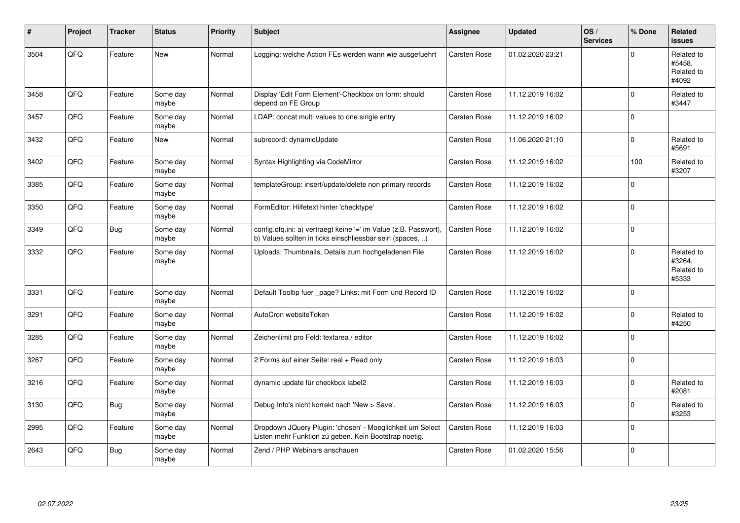| # | Project | Tracker | Status | Priority | Subject | Assignee | Updated | OS / Services | % Done | Related issues |
|---|---|---|---|---|---|---|---|---|---|---|
| 3504 | QFQ | Feature | New | Normal | Logging: welche Action FEs werden wann wie ausgefuehrt | Carsten Rose | 01.02.2020 23:21 | | 0 | Related to #5458, Related to #4092 |
| 3458 | QFQ | Feature | Some day maybe | Normal | Display 'Edit Form Element'-Checkbox on form: should depend on FE Group | Carsten Rose | 11.12.2019 16:02 | | 0 | Related to #3447 |
| 3457 | QFQ | Feature | Some day maybe | Normal | LDAP: concat multi values to one single entry | Carsten Rose | 11.12.2019 16:02 | | 0 | |
| 3432 | QFQ | Feature | New | Normal | subrecord: dynamicUpdate | Carsten Rose | 11.06.2020 21:10 | | 0 | Related to #5691 |
| 3402 | QFQ | Feature | Some day maybe | Normal | Syntax Highlighting via CodeMirror | Carsten Rose | 11.12.2019 16:02 | | 100 | Related to #3207 |
| 3385 | QFQ | Feature | Some day maybe | Normal | templateGroup: insert/update/delete non primary records | Carsten Rose | 11.12.2019 16:02 | | 0 | |
| 3350 | QFQ | Feature | Some day maybe | Normal | FormEditor: Hilfetext hinter 'checktype' | Carsten Rose | 11.12.2019 16:02 | | 0 | |
| 3349 | QFQ | Bug | Some day maybe | Normal | config.qfq.ini: a) vertraegt keine '=' im Value (z.B. Passwort), b) Values sollten in ticks einschliessbar sein (spaces, ..) | Carsten Rose | 11.12.2019 16:02 | | 0 | |
| 3332 | QFQ | Feature | Some day maybe | Normal | Uploads: Thumbnails, Details zum hochgeladenen File | Carsten Rose | 11.12.2019 16:02 | | 0 | Related to #3264, Related to #5333 |
| 3331 | QFQ | Feature | Some day maybe | Normal | Default Tooltip fuer _page? Links: mit Form und Record ID | Carsten Rose | 11.12.2019 16:02 | | 0 | |
| 3291 | QFQ | Feature | Some day maybe | Normal | AutoCron websiteToken | Carsten Rose | 11.12.2019 16:02 | | 0 | Related to #4250 |
| 3285 | QFQ | Feature | Some day maybe | Normal | Zeichenlimit pro Feld: textarea / editor | Carsten Rose | 11.12.2019 16:02 | | 0 | |
| 3267 | QFQ | Feature | Some day maybe | Normal | 2 Forms auf einer Seite: real + Read only | Carsten Rose | 11.12.2019 16:03 | | 0 | |
| 3216 | QFQ | Feature | Some day maybe | Normal | dynamic update für checkbox label2 | Carsten Rose | 11.12.2019 16:03 | | 0 | Related to #2081 |
| 3130 | QFQ | Bug | Some day maybe | Normal | Debug Info's nicht korrekt nach 'New > Save'. | Carsten Rose | 11.12.2019 16:03 | | 0 | Related to #3253 |
| 2995 | QFQ | Feature | Some day maybe | Normal | Dropdown JQuery Plugin: 'chosen' - Moeglichkeit um Select Listen mehr Funktion zu geben. Kein Bootstrap noetig. | Carsten Rose | 11.12.2019 16:03 | | 0 | |
| 2643 | QFQ | Bug | Some day maybe | Normal | Zend / PHP Webinars anschauen | Carsten Rose | 01.02.2020 15:56 | | 0 | |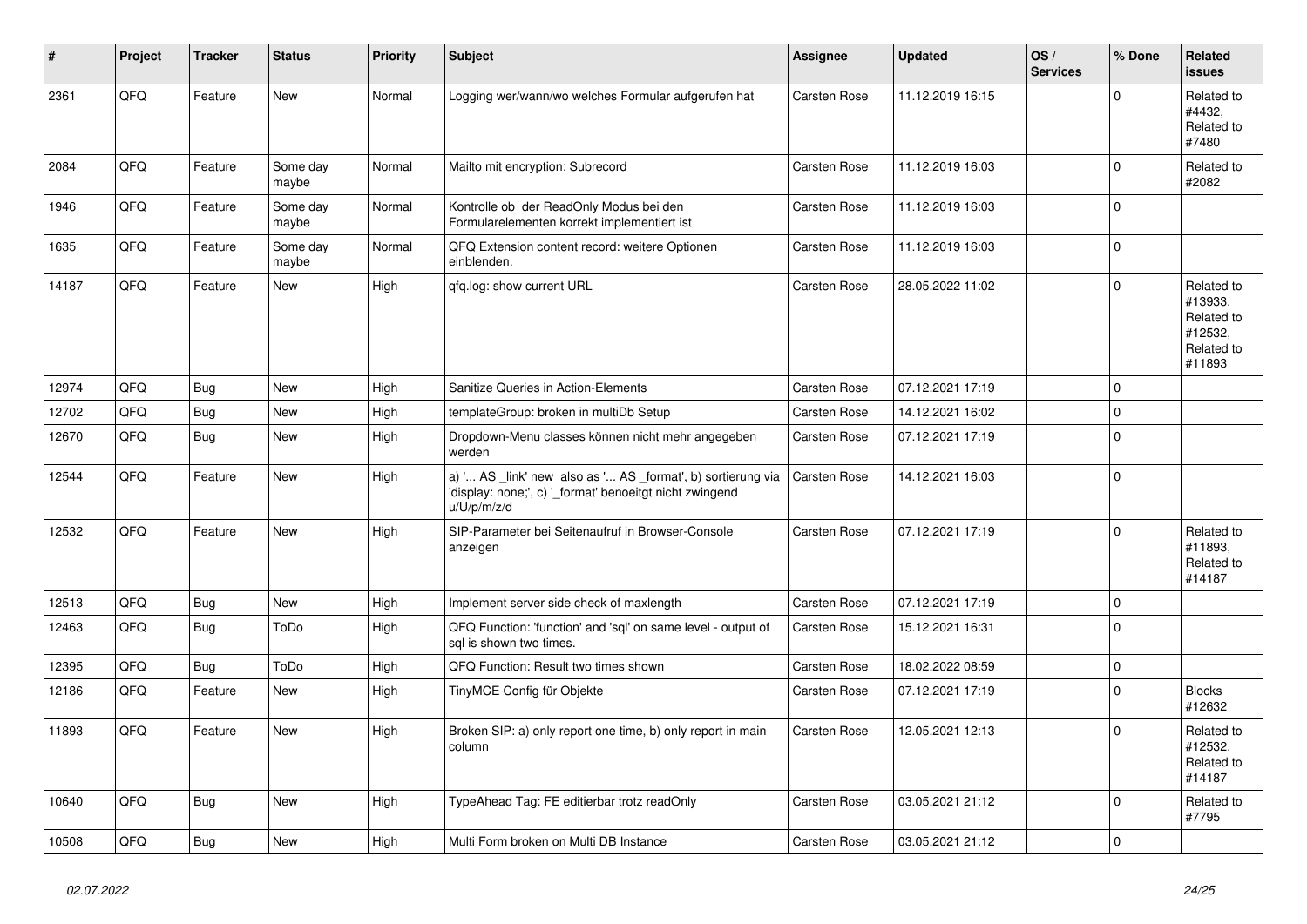| # | Project | Tracker | Status | Priority | Subject | Assignee | Updated | OS / Services | % Done | Related issues |
|---|---|---|---|---|---|---|---|---|---|---|
| 2361 | QFQ | Feature | New | Normal | Logging wer/wann/wo welches Formular aufgerufen hat | Carsten Rose | 11.12.2019 16:15 | | 0 | Related to #4432, Related to #7480 |
| 2084 | QFQ | Feature | Some day maybe | Normal | Mailto mit encryption: Subrecord | Carsten Rose | 11.12.2019 16:03 | | 0 | Related to #2082 |
| 1946 | QFQ | Feature | Some day maybe | Normal | Kontrolle ob der ReadOnly Modus bei den Formularelementen korrekt implementiert ist | Carsten Rose | 11.12.2019 16:03 | | 0 | |
| 1635 | QFQ | Feature | Some day maybe | Normal | QFQ Extension content record: weitere Optionen einblenden. | Carsten Rose | 11.12.2019 16:03 | | 0 | |
| 14187 | QFQ | Feature | New | High | qfq.log: show current URL | Carsten Rose | 28.05.2022 11:02 | | 0 | Related to #13933, Related to #12532, Related to #11893 |
| 12974 | QFQ | Bug | New | High | Sanitize Queries in Action-Elements | Carsten Rose | 07.12.2021 17:19 | | 0 | |
| 12702 | QFQ | Bug | New | High | templateGroup: broken in multiDb Setup | Carsten Rose | 14.12.2021 16:02 | | 0 | |
| 12670 | QFQ | Bug | New | High | Dropdown-Menu classes können nicht mehr angegeben werden | Carsten Rose | 07.12.2021 17:19 | | 0 | |
| 12544 | QFQ | Feature | New | High | a) '... AS _link' new also as '... AS _format', b) sortierung via 'display: none;', c) '_format' benoeitgt nicht zwingend u/U/p/m/z/d | Carsten Rose | 14.12.2021 16:03 | | 0 | |
| 12532 | QFQ | Feature | New | High | SIP-Parameter bei Seitenaufruf in Browser-Console anzeigen | Carsten Rose | 07.12.2021 17:19 | | 0 | Related to #11893, Related to #14187 |
| 12513 | QFQ | Bug | New | High | Implement server side check of maxlength | Carsten Rose | 07.12.2021 17:19 | | 0 | |
| 12463 | QFQ | Bug | ToDo | High | QFQ Function: 'function' and 'sql' on same level - output of sql is shown two times. | Carsten Rose | 15.12.2021 16:31 | | 0 | |
| 12395 | QFQ | Bug | ToDo | High | QFQ Function: Result two times shown | Carsten Rose | 18.02.2022 08:59 | | 0 | |
| 12186 | QFQ | Feature | New | High | TinyMCE Config für Objekte | Carsten Rose | 07.12.2021 17:19 | | 0 | Blocks #12632 |
| 11893 | QFQ | Feature | New | High | Broken SIP: a) only report one time, b) only report in main column | Carsten Rose | 12.05.2021 12:13 | | 0 | Related to #12532, Related to #14187 |
| 10640 | QFQ | Bug | New | High | TypeAhead Tag: FE editierbar trotz readOnly | Carsten Rose | 03.05.2021 21:12 | | 0 | Related to #7795 |
| 10508 | QFQ | Bug | New | High | Multi Form broken on Multi DB Instance | Carsten Rose | 03.05.2021 21:12 | | 0 | |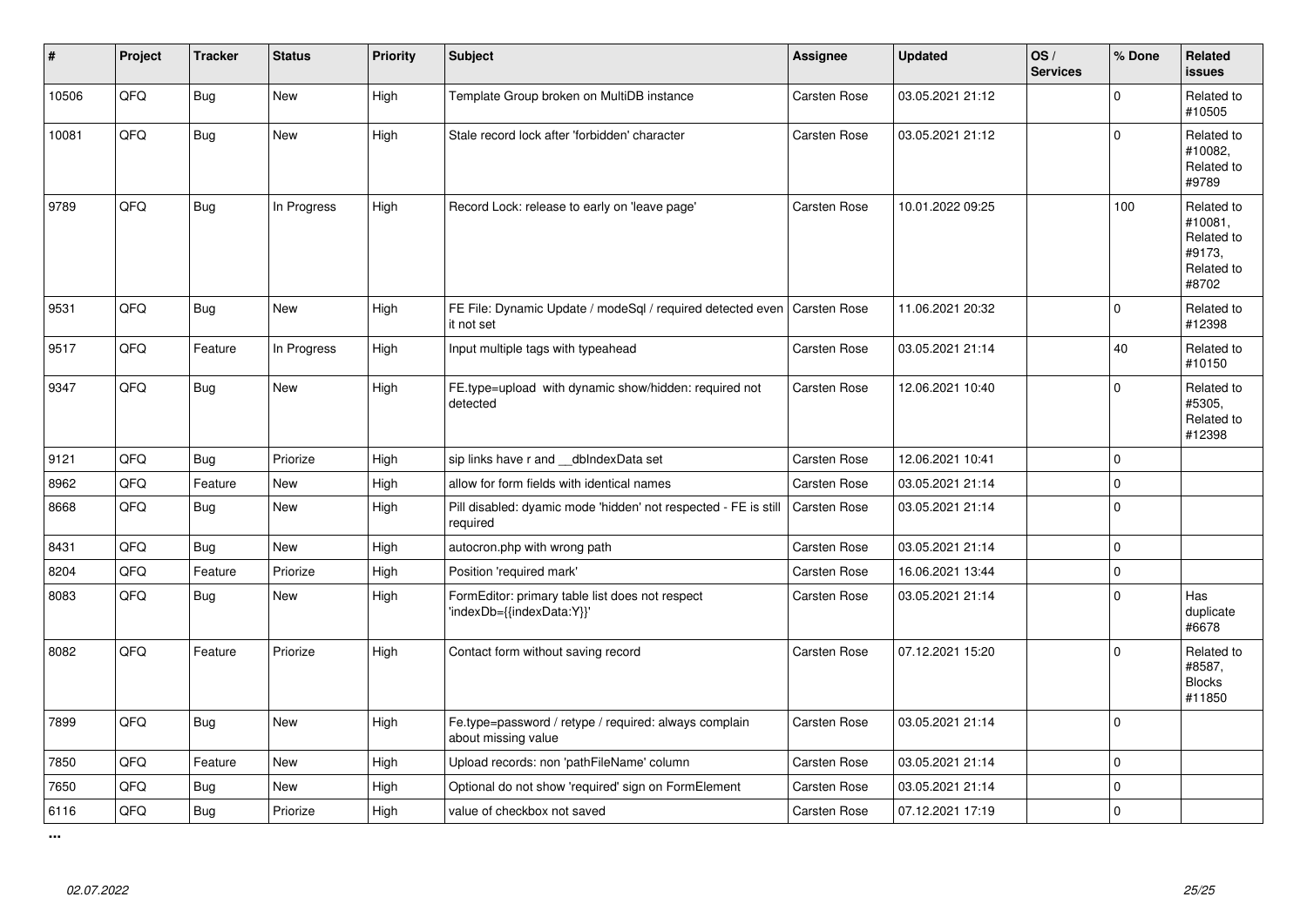| # | Project | Tracker | Status | Priority | Subject | Assignee | Updated | OS / Services | % Done | Related issues |
|---|---|---|---|---|---|---|---|---|---|---|
| 10506 | QFQ | Bug | New | High | Template Group broken on MultiDB instance | Carsten Rose | 03.05.2021 21:12 | | 0 | Related to #10505 |
| 10081 | QFQ | Bug | New | High | Stale record lock after 'forbidden' character | Carsten Rose | 03.05.2021 21:12 | | 0 | Related to #10082, Related to #9789 |
| 9789 | QFQ | Bug | In Progress | High | Record Lock: release to early on 'leave page' | Carsten Rose | 10.01.2022 09:25 | | 100 | Related to #10081, Related to #9173, Related to #8702 |
| 9531 | QFQ | Bug | New | High | FE File: Dynamic Update / modeSql / required detected even it not set | Carsten Rose | 11.06.2021 20:32 | | 0 | Related to #12398 |
| 9517 | QFQ | Feature | In Progress | High | Input multiple tags with typeahead | Carsten Rose | 03.05.2021 21:14 | | 40 | Related to #10150 |
| 9347 | QFQ | Bug | New | High | FE.type=upload with dynamic show/hidden: required not detected | Carsten Rose | 12.06.2021 10:40 | | 0 | Related to #5305, Related to #12398 |
| 9121 | QFQ | Bug | Priorize | High | sip links have r and __dbIndexData set | Carsten Rose | 12.06.2021 10:41 | | 0 | |
| 8962 | QFQ | Feature | New | High | allow for form fields with identical names | Carsten Rose | 03.05.2021 21:14 | | 0 | |
| 8668 | QFQ | Bug | New | High | Pill disabled: dyamic mode 'hidden' not respected - FE is still required | Carsten Rose | 03.05.2021 21:14 | | 0 | |
| 8431 | QFQ | Bug | New | High | autocron.php with wrong path | Carsten Rose | 03.05.2021 21:14 | | 0 | |
| 8204 | QFQ | Feature | Priorize | High | Position 'required mark' | Carsten Rose | 16.06.2021 13:44 | | 0 | |
| 8083 | QFQ | Bug | New | High | FormEditor: primary table list does not respect 'indexDb={{indexData:Y}}' | Carsten Rose | 03.05.2021 21:14 | | 0 | Has duplicate #6678 |
| 8082 | QFQ | Feature | Priorize | High | Contact form without saving record | Carsten Rose | 07.12.2021 15:20 | | 0 | Related to #8587, Blocks #11850 |
| 7899 | QFQ | Bug | New | High | Fe.type=password / retype / required: always complain about missing value | Carsten Rose | 03.05.2021 21:14 | | 0 | |
| 7850 | QFQ | Feature | New | High | Upload records: non 'pathFileName' column | Carsten Rose | 03.05.2021 21:14 | | 0 | |
| 7650 | QFQ | Bug | New | High | Optional do not show 'required' sign on FormElement | Carsten Rose | 03.05.2021 21:14 | | 0 | |
| 6116 | QFQ | Bug | Priorize | High | value of checkbox not saved | Carsten Rose | 07.12.2021 17:19 | | 0 | |

...